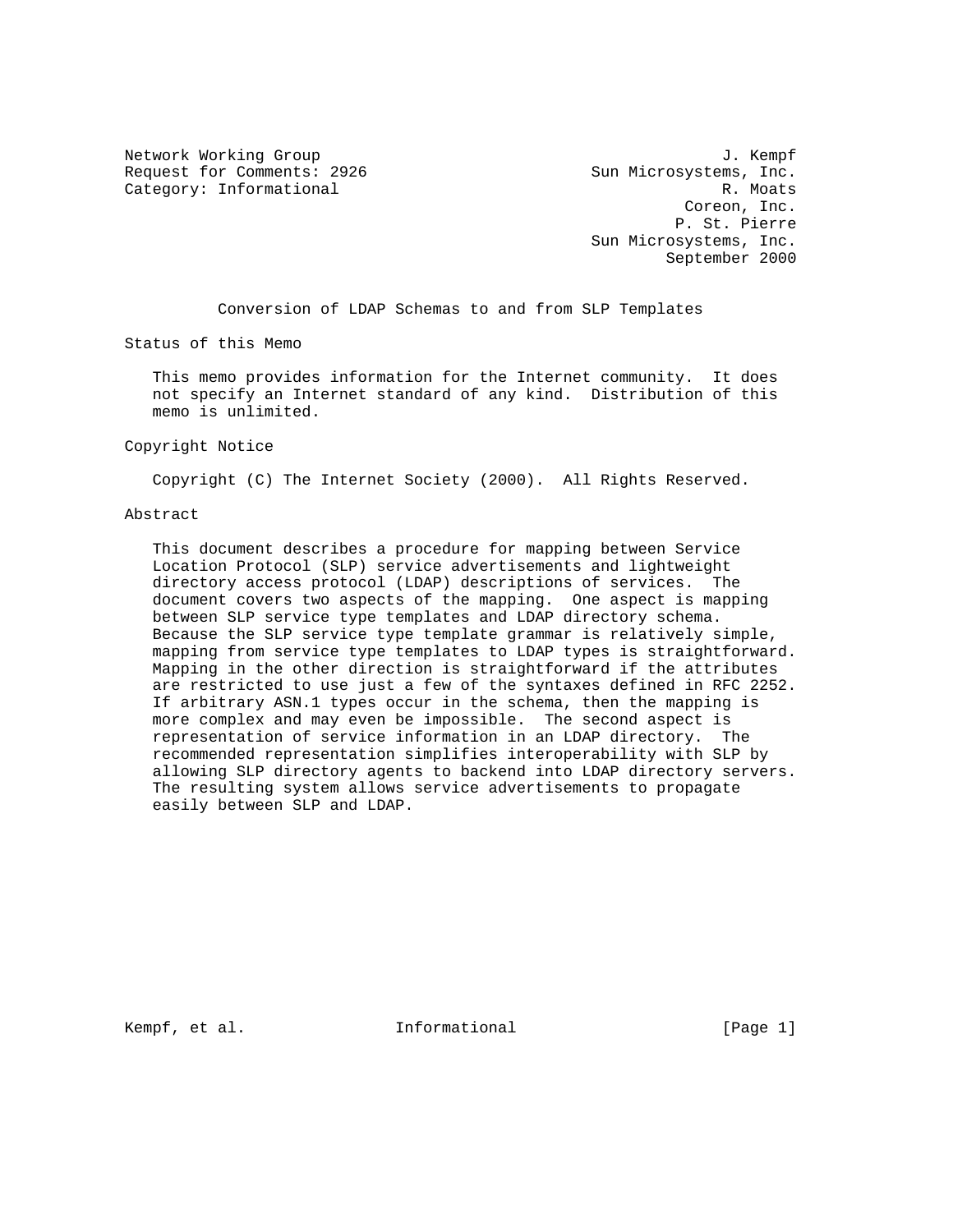Network Working Group J. Kempf
Request for Comments: 2926 Sun Microsystems, Inc.
Category: Informational R. Moats
Coreon, Inc.
P. St. Pierre
Sun Microsystems, Inc.
September 2000

# Conversion of LDAP Schemas to and from SLP Templates

## Status of this Memo

This memo provides information for the Internet community. It does not specify an Internet standard of any kind. Distribution of this memo is unlimited.

## Copyright Notice

Copyright (C) The Internet Society (2000). All Rights Reserved.

## Abstract

This document describes a procedure for mapping between Service Location Protocol (SLP) service advertisements and lightweight directory access protocol (LDAP) descriptions of services. The document covers two aspects of the mapping. One aspect is mapping between SLP service type templates and LDAP directory schema. Because the SLP service type template grammar is relatively simple, mapping from service type templates to LDAP types is straightforward. Mapping in the other direction is straightforward if the attributes are restricted to use just a few of the syntaxes defined in RFC 2252. If arbitrary ASN.1 types occur in the schema, then the mapping is more complex and may even be impossible. The second aspect is representation of service information in an LDAP directory. The recommended representation simplifies interoperability with SLP by allowing SLP directory agents to backend into LDAP directory servers. The resulting system allows service advertisements to propagate easily between SLP and LDAP.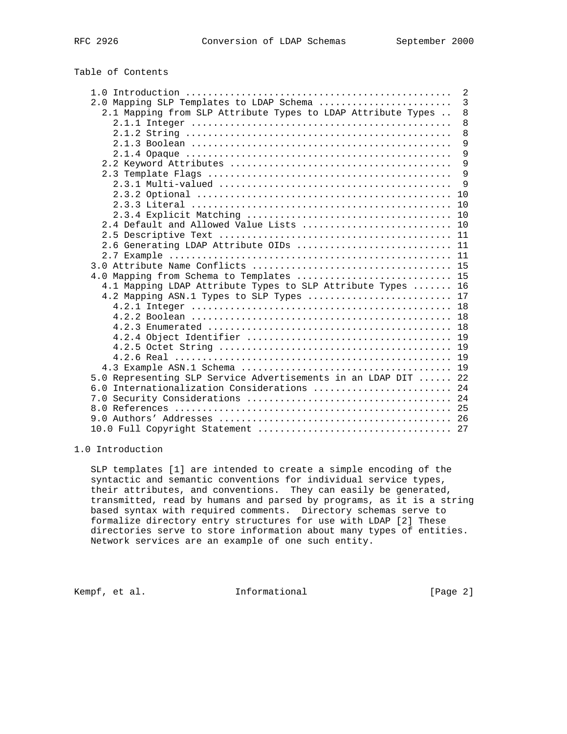Table of Contents

```
    1.0 Introduction ..............................................  2
    2.0 Mapping SLP Templates to LDAP Schema .......................  3
      2.1 Mapping from SLP Attribute Types to LDAP Attribute Types ..  8
        2.1.1 Integer .............................................  8
        2.1.2 String ..............................................  8
        2.1.3 Boolean .............................................  9
        2.1.4 Opaque ..............................................  9
      2.2 Keyword Attributes ......................................  9
      2.3 Template Flags ..........................................  9
        2.3.1 Multi-valued ........................................  9
        2.3.2 Optional ............................................ 10
        2.3.3 Literal ............................................. 10
        2.3.4 Explicit Matching ................................... 10
      2.4 Default and Allowed Value Lists ......................... 10
      2.5 Descriptive Text ........................................ 11
      2.6 Generating LDAP Attribute OIDs .......................... 11
      2.7 Example ................................................. 11
    3.0 Attribute Name Conflicts .................................. 15
    4.0 Mapping from Schema to Templates .......................... 15
      4.1 Mapping LDAP Attribute Types to SLP Attribute Types ..... 16
      4.2 Mapping ASN.1 Types to SLP Types ........................ 17
        4.2.1 Integer ............................................. 18
        4.2.2 Boolean ............................................. 18
        4.2.3 Enumerated .......................................... 18
        4.2.4 Object Identifier ................................... 19
        4.2.5 Octet String ........................................ 19
        4.2.6 Real ................................................ 19
      4.3 Example ASN.1 Schema .................................... 19
    5.0 Representing SLP Service Advertisements in an LDAP DIT ...... 22
    6.0 Internationalization Considerations ....................... 24
    7.0 Security Considerations ................................... 24
    8.0 References ................................................ 25
    9.0 Authors' Addresses ........................................ 26
    10.0 Full Copyright Statement ................................. 27
```

## 1.0 Introduction

SLP templates [1] are intended to create a simple encoding of the syntactic and semantic conventions for individual service types, their attributes, and conventions. They can easily be generated, transmitted, read by humans and parsed by programs, as it is a string based syntax with required comments. Directory schemas serve to formalize directory entry structures for use with LDAP [2] These directories serve to store information about many types of entities. Network services are an example of one such entity.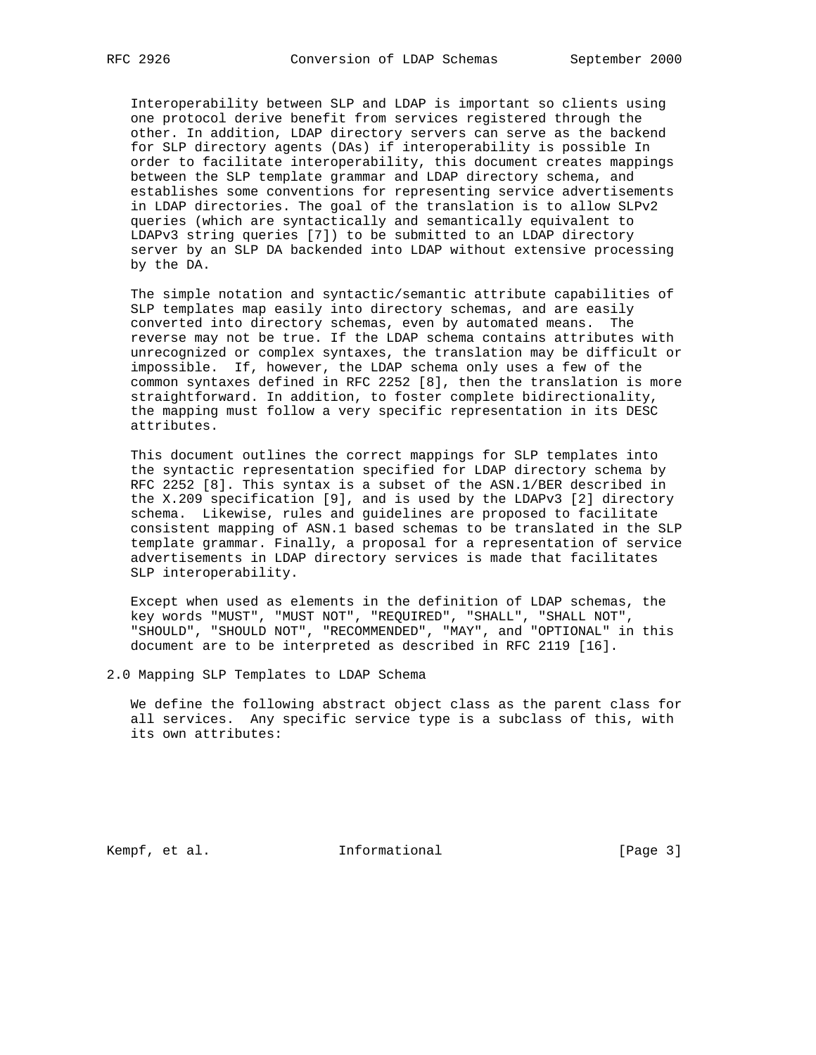Interoperability between SLP and LDAP is important so clients using one protocol derive benefit from services registered through the other. In addition, LDAP directory servers can serve as the backend for SLP directory agents (DAs) if interoperability is possible In order to facilitate interoperability, this document creates mappings between the SLP template grammar and LDAP directory schema, and establishes some conventions for representing service advertisements in LDAP directories. The goal of the translation is to allow SLPv2 queries (which are syntactically and semantically equivalent to LDAPv3 string queries [7]) to be submitted to an LDAP directory server by an SLP DA backended into LDAP without extensive processing by the DA.

The simple notation and syntactic/semantic attribute capabilities of SLP templates map easily into directory schemas, and are easily converted into directory schemas, even by automated means. The reverse may not be true. If the LDAP schema contains attributes with unrecognized or complex syntaxes, the translation may be difficult or impossible. If, however, the LDAP schema only uses a few of the common syntaxes defined in RFC 2252 [8], then the translation is more straightforward. In addition, to foster complete bidirectionality, the mapping must follow a very specific representation in its DESC attributes.

This document outlines the correct mappings for SLP templates into the syntactic representation specified for LDAP directory schema by RFC 2252 [8]. This syntax is a subset of the ASN.1/BER described in the X.209 specification [9], and is used by the LDAPv3 [2] directory schema. Likewise, rules and guidelines are proposed to facilitate consistent mapping of ASN.1 based schemas to be translated in the SLP template grammar. Finally, a proposal for a representation of service advertisements in LDAP directory services is made that facilitates SLP interoperability.

Except when used as elements in the definition of LDAP schemas, the key words "MUST", "MUST NOT", "REQUIRED", "SHALL", "SHALL NOT", "SHOULD", "SHOULD NOT", "RECOMMENDED", "MAY", and "OPTIONAL" in this document are to be interpreted as described in RFC 2119 [16].

## 2.0 Mapping SLP Templates to LDAP Schema

We define the following abstract object class as the parent class for all services. Any specific service type is a subclass of this, with its own attributes: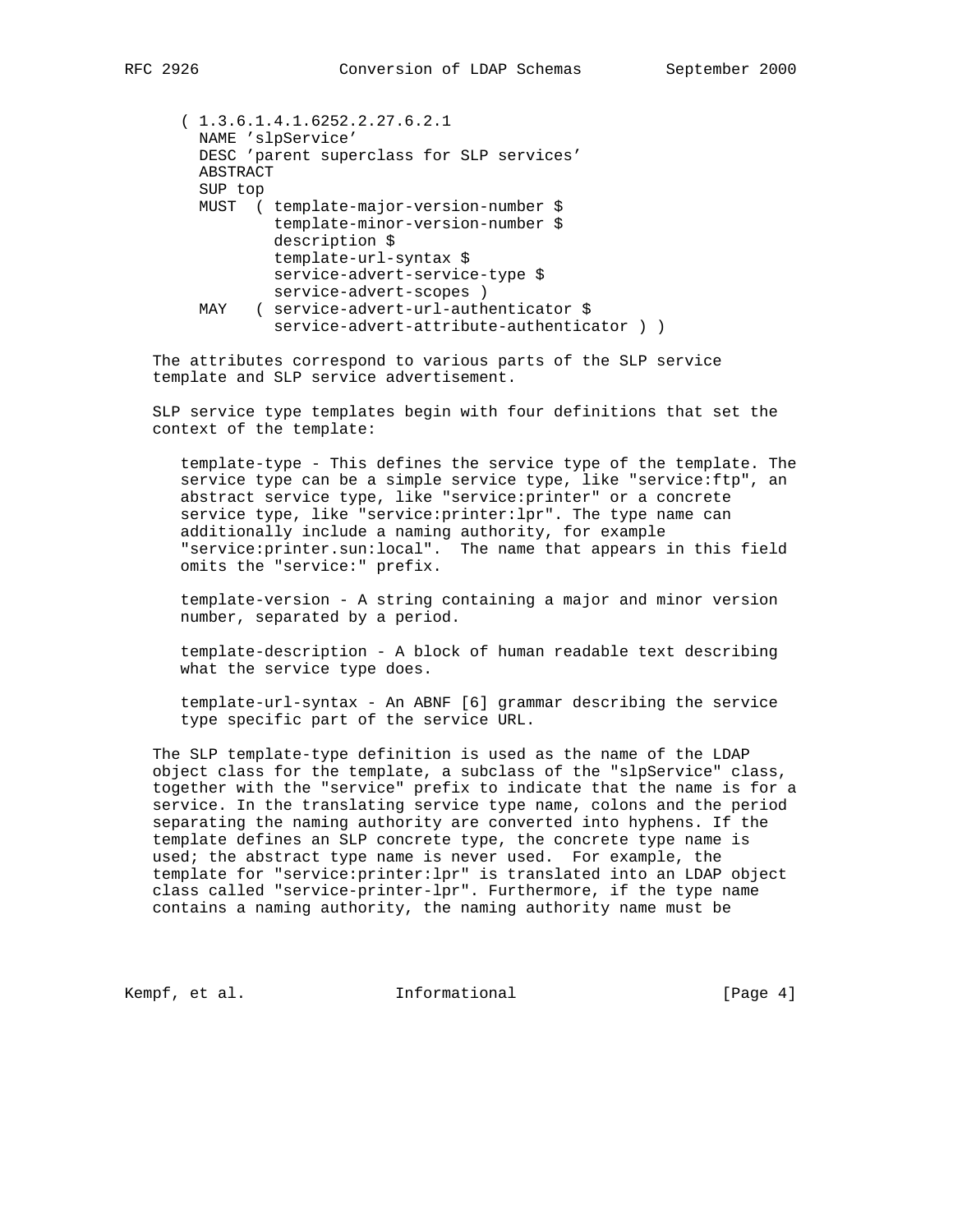```
( 1.3.6.1.4.1.6252.2.27.6.2.1
  NAME 'slpService'
  DESC 'parent superclass for SLP services'
  ABSTRACT
  SUP top
  MUST  ( template-major-version-number $
          template-minor-version-number $
          description $
          template-url-syntax $
          service-advert-service-type $
          service-advert-scopes )
  MAY   ( service-advert-url-authenticator $
          service-advert-attribute-authenticator ) )
```

The attributes correspond to various parts of the SLP service template and SLP service advertisement.

SLP service type templates begin with four definitions that set the context of the template:

template-type - This defines the service type of the template. The service type can be a simple service type, like "service:ftp", an abstract service type, like "service:printer" or a concrete service type, like "service:printer:lpr". The type name can additionally include a naming authority, for example "service:printer.sun:local". The name that appears in this field omits the "service:" prefix.

template-version - A string containing a major and minor version number, separated by a period.

template-description - A block of human readable text describing what the service type does.

template-url-syntax - An ABNF [6] grammar describing the service type specific part of the service URL.

The SLP template-type definition is used as the name of the LDAP object class for the template, a subclass of the "slpService" class, together with the "service" prefix to indicate that the name is for a service. In the translating service type name, colons and the period separating the naming authority are converted into hyphens. If the template defines an SLP concrete type, the concrete type name is used; the abstract type name is never used. For example, the template for "service:printer:lpr" is translated into an LDAP object class called "service-printer-lpr". Furthermore, if the type name contains a naming authority, the naming authority name must be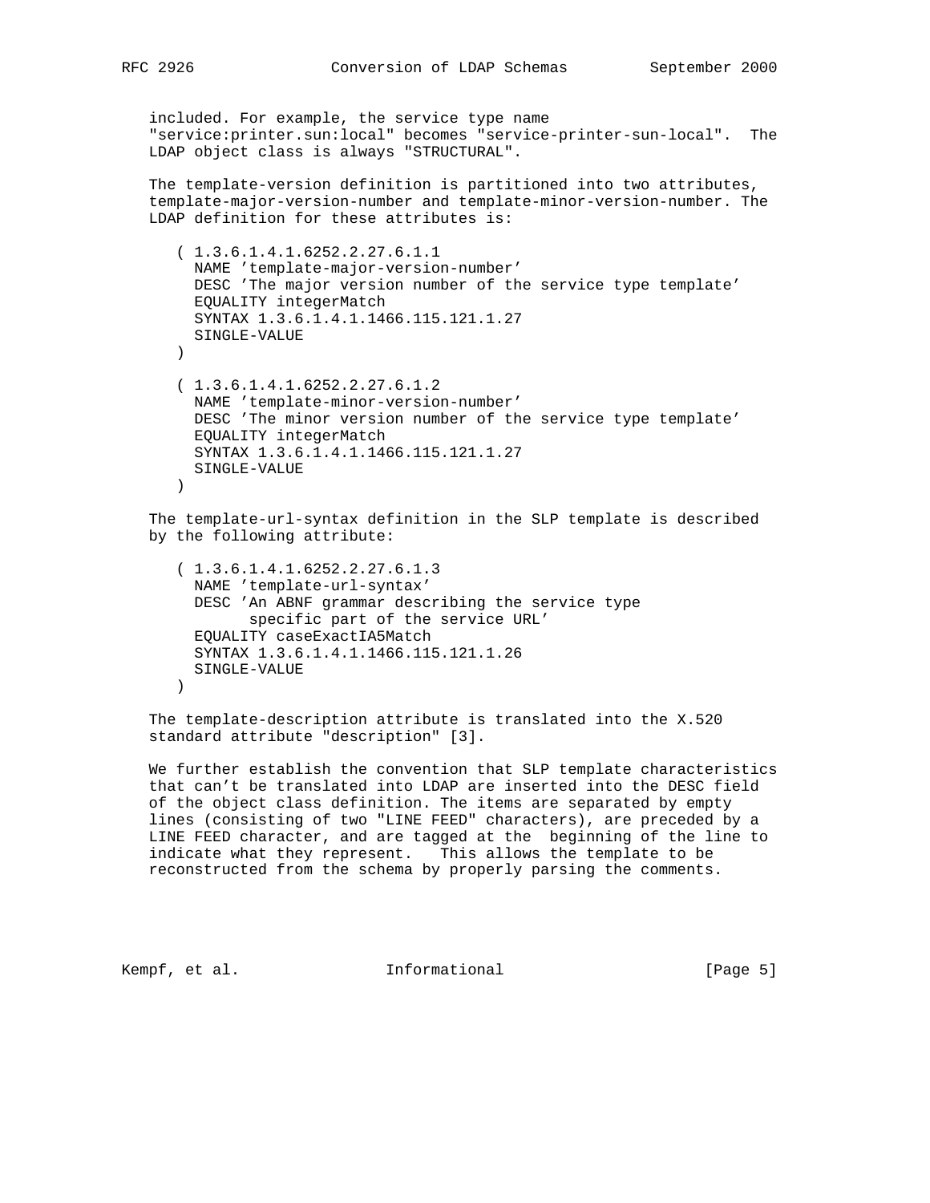included. For example, the service type name "service:printer.sun:local" becomes "service-printer-sun-local". The LDAP object class is always "STRUCTURAL".

The template-version definition is partitioned into two attributes, template-major-version-number and template-minor-version-number. The LDAP definition for these attributes is:

```
( 1.3.6.1.4.1.6252.2.27.6.1.1
  NAME 'template-major-version-number'
  DESC 'The major version number of the service type template'
  EQUALITY integerMatch
  SYNTAX 1.3.6.1.4.1.1466.115.121.1.27
  SINGLE-VALUE
)

( 1.3.6.1.4.1.6252.2.27.6.1.2
  NAME 'template-minor-version-number'
  DESC 'The minor version number of the service type template'
  EQUALITY integerMatch
  SYNTAX 1.3.6.1.4.1.1466.115.121.1.27
  SINGLE-VALUE
)
```

The template-url-syntax definition in the SLP template is described by the following attribute:

```
( 1.3.6.1.4.1.6252.2.27.6.1.3
  NAME 'template-url-syntax'
  DESC 'An ABNF grammar describing the service type
        specific part of the service URL'
  EQUALITY caseExactIA5Match
  SYNTAX 1.3.6.1.4.1.1466.115.121.1.26
  SINGLE-VALUE
)
```

The template-description attribute is translated into the X.520 standard attribute "description" [3].

We further establish the convention that SLP template characteristics that can't be translated into LDAP are inserted into the DESC field of the object class definition. The items are separated by empty lines (consisting of two "LINE FEED" characters), are preceded by a LINE FEED character, and are tagged at the beginning of the line to indicate what they represent. This allows the template to be reconstructed from the schema by properly parsing the comments.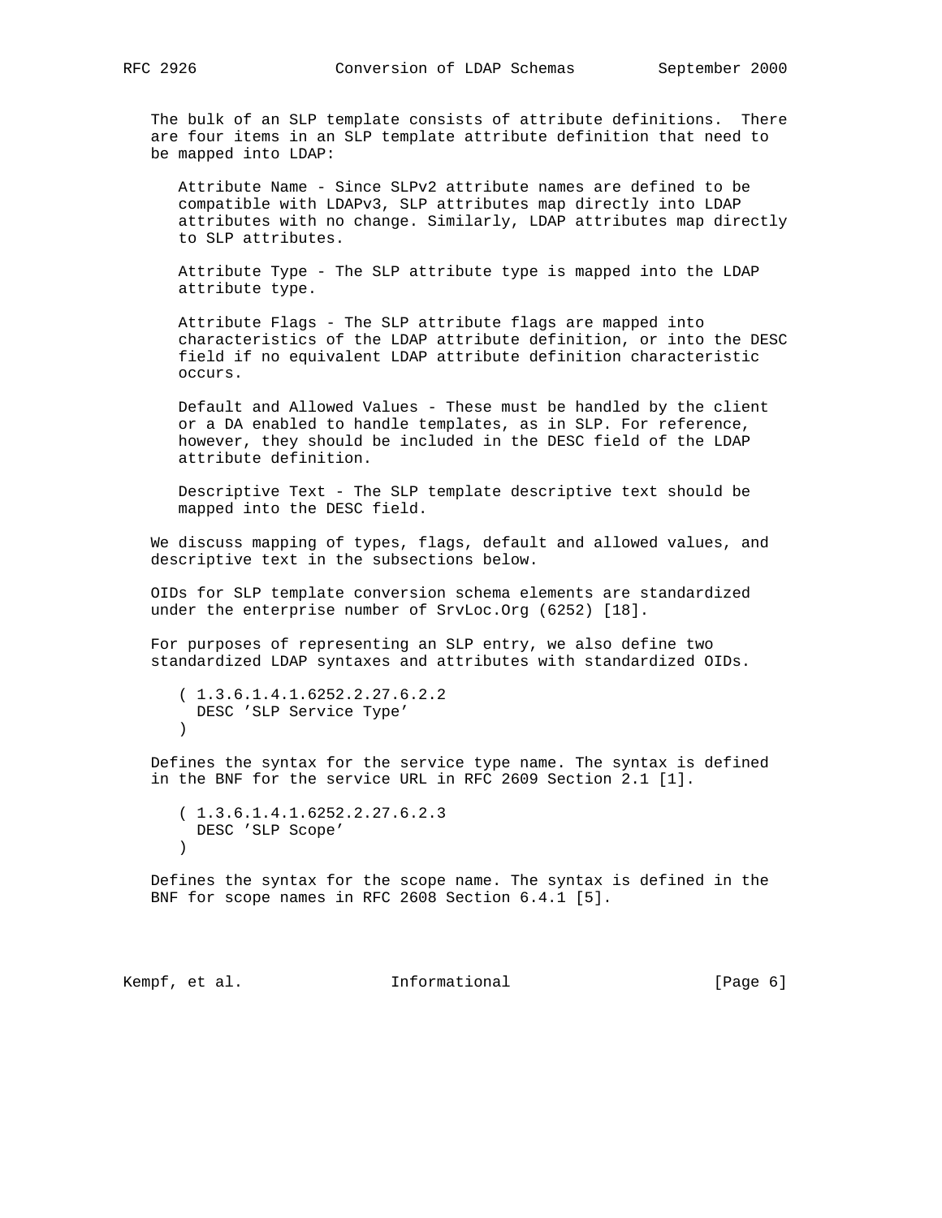The bulk of an SLP template consists of attribute definitions. There are four items in an SLP template attribute definition that need to be mapped into LDAP:

Attribute Name - Since SLPv2 attribute names are defined to be compatible with LDAPv3, SLP attributes map directly into LDAP attributes with no change. Similarly, LDAP attributes map directly to SLP attributes.

Attribute Type - The SLP attribute type is mapped into the LDAP attribute type.

Attribute Flags - The SLP attribute flags are mapped into characteristics of the LDAP attribute definition, or into the DESC field if no equivalent LDAP attribute definition characteristic occurs.

Default and Allowed Values - These must be handled by the client or a DA enabled to handle templates, as in SLP. For reference, however, they should be included in the DESC field of the LDAP attribute definition.

Descriptive Text - The SLP template descriptive text should be mapped into the DESC field.

We discuss mapping of types, flags, default and allowed values, and descriptive text in the subsections below.

OIDs for SLP template conversion schema elements are standardized under the enterprise number of SrvLoc.Org (6252) [18].

For purposes of representing an SLP entry, we also define two standardized LDAP syntaxes and attributes with standardized OIDs.

```
( 1.3.6.1.4.1.6252.2.27.6.2.2
  DESC 'SLP Service Type'
)
```

Defines the syntax for the service type name. The syntax is defined in the BNF for the service URL in RFC 2609 Section 2.1 [1].

```
( 1.3.6.1.4.1.6252.2.27.6.2.3
  DESC 'SLP Scope'
)
```

Defines the syntax for the scope name. The syntax is defined in the BNF for scope names in RFC 2608 Section 6.4.1 [5].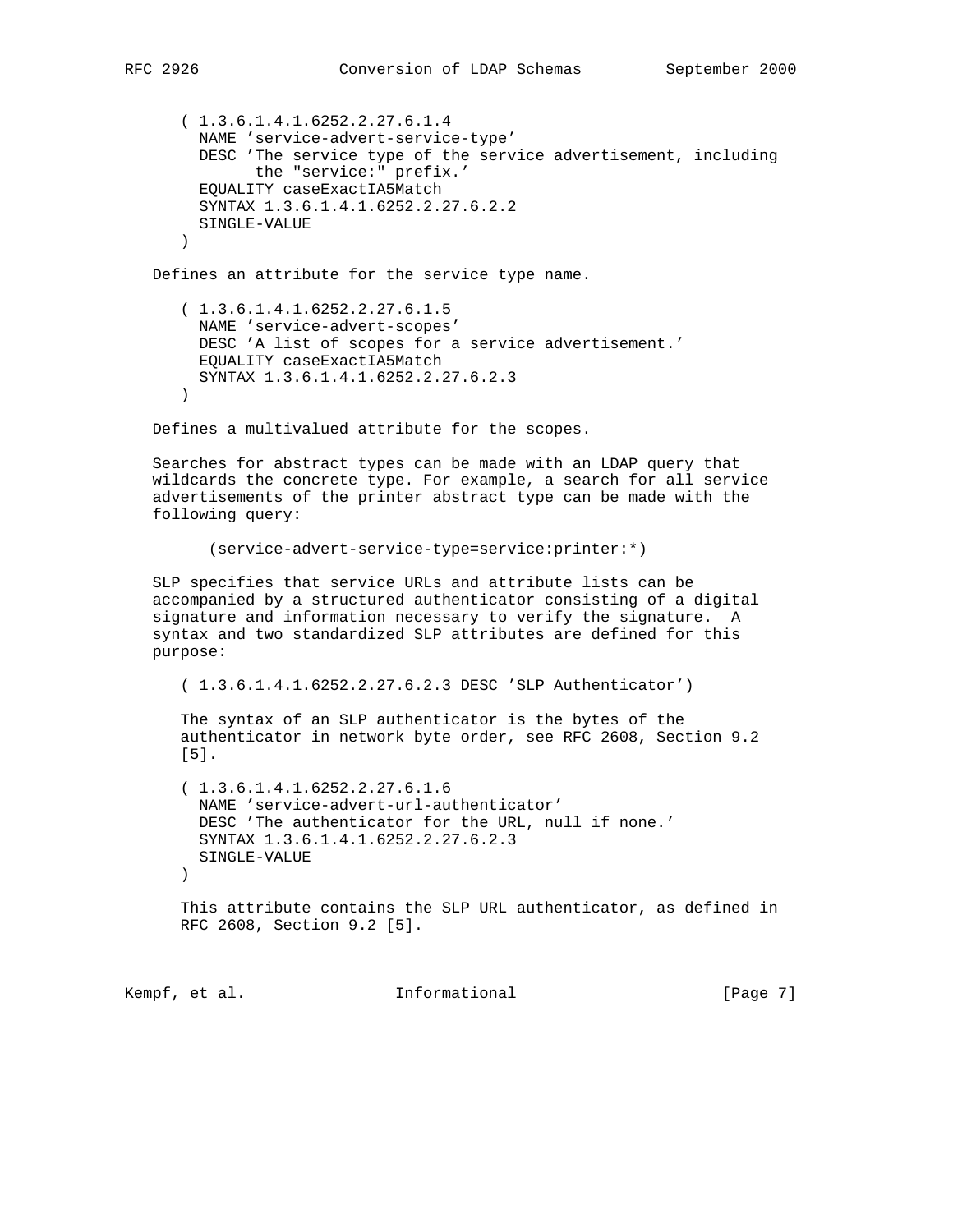```
( 1.3.6.1.4.1.6252.2.27.6.1.4
  NAME 'service-advert-service-type'
  DESC 'The service type of the service advertisement, including
        the "service:" prefix.'
  EQUALITY caseExactIA5Match
  SYNTAX 1.3.6.1.4.1.6252.2.27.6.2.2
  SINGLE-VALUE
)
```

Defines an attribute for the service type name.

```
( 1.3.6.1.4.1.6252.2.27.6.1.5
  NAME 'service-advert-scopes'
  DESC 'A list of scopes for a service advertisement.'
  EQUALITY caseExactIA5Match
  SYNTAX 1.3.6.1.4.1.6252.2.27.6.2.3
)
```

Defines a multivalued attribute for the scopes.

Searches for abstract types can be made with an LDAP query that wildcards the concrete type. For example, a search for all service advertisements of the printer abstract type can be made with the following query:

```
(service-advert-service-type=service:printer:*)
```

SLP specifies that service URLs and attribute lists can be accompanied by a structured authenticator consisting of a digital signature and information necessary to verify the signature. A syntax and two standardized SLP attributes are defined for this purpose:

```
( 1.3.6.1.4.1.6252.2.27.6.2.3 DESC 'SLP Authenticator')
```

The syntax of an SLP authenticator is the bytes of the authenticator in network byte order, see RFC 2608, Section 9.2 [5].

```
( 1.3.6.1.4.1.6252.2.27.6.1.6
  NAME 'service-advert-url-authenticator'
  DESC 'The authenticator for the URL, null if none.'
  SYNTAX 1.3.6.1.4.1.6252.2.27.6.2.3
  SINGLE-VALUE
)
```

This attribute contains the SLP URL authenticator, as defined in RFC 2608, Section 9.2 [5].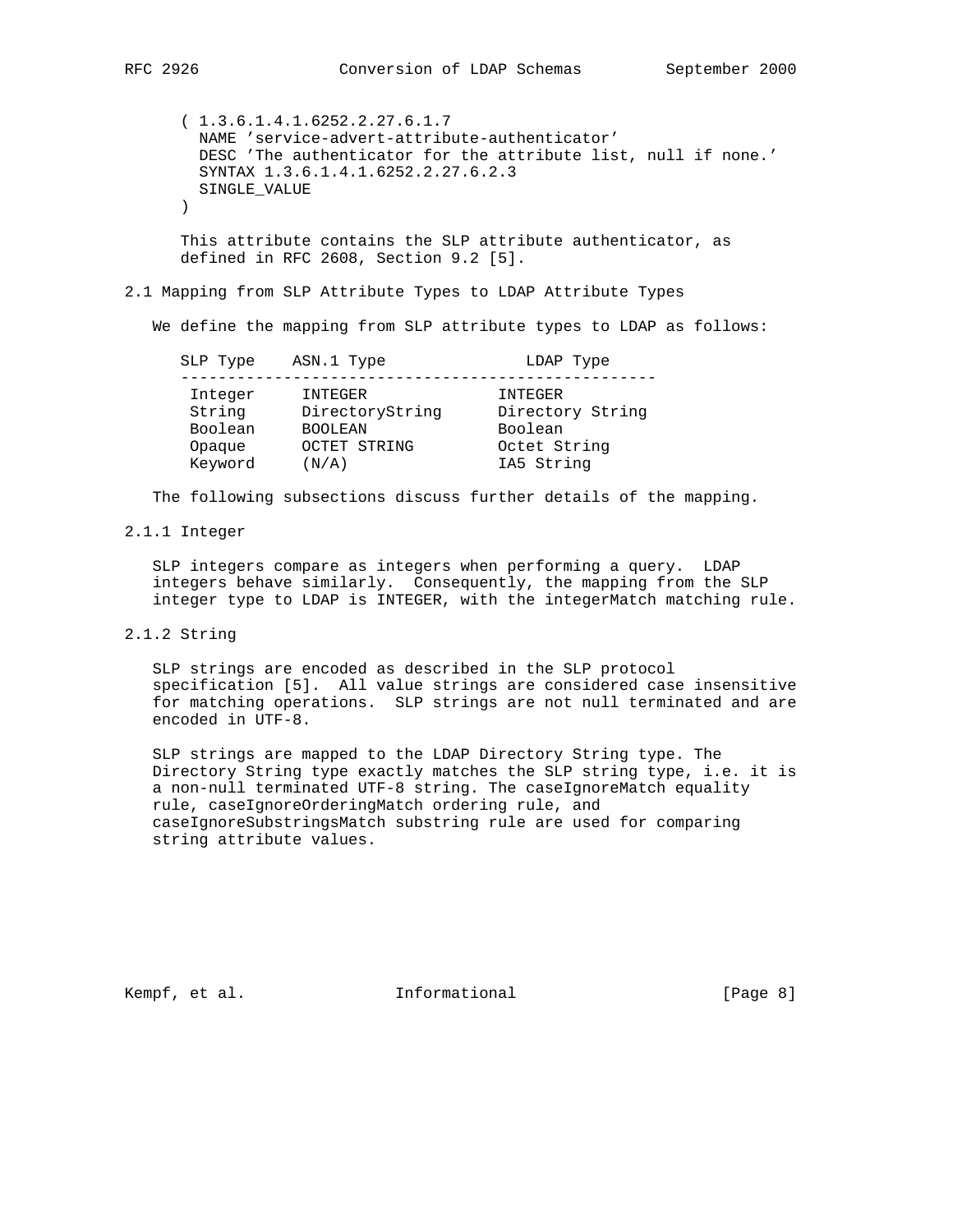```
( 1.3.6.1.4.1.6252.2.27.6.1.7
  NAME 'service-advert-attribute-authenticator'
  DESC 'The authenticator for the attribute list, null if none.'
  SYNTAX 1.3.6.1.4.1.6252.2.27.6.2.3
  SINGLE_VALUE
)
```

This attribute contains the SLP attribute authenticator, as defined in RFC 2608, Section 9.2 [5].

### 2.1 Mapping from SLP Attribute Types to LDAP Attribute Types

We define the mapping from SLP attribute types to LDAP as follows:

| SLP Type | ASN.1 Type | LDAP Type |
|---|---|---|
| Integer | INTEGER | INTEGER |
| String | DirectoryString | Directory String |
| Boolean | BOOLEAN | Boolean |
| Opaque | OCTET STRING | Octet String |
| Keyword | (N/A) | IA5 String |

The following subsections discuss further details of the mapping.

#### 2.1.1 Integer

SLP integers compare as integers when performing a query. LDAP integers behave similarly. Consequently, the mapping from the SLP integer type to LDAP is INTEGER, with the integerMatch matching rule.

#### 2.1.2 String

SLP strings are encoded as described in the SLP protocol specification [5]. All value strings are considered case insensitive for matching operations. SLP strings are not null terminated and are encoded in UTF-8.

SLP strings are mapped to the LDAP Directory String type. The Directory String type exactly matches the SLP string type, i.e. it is a non-null terminated UTF-8 string. The caseIgnoreMatch equality rule, caseIgnoreOrderingMatch ordering rule, and caseIgnoreSubstringsMatch substring rule are used for comparing string attribute values.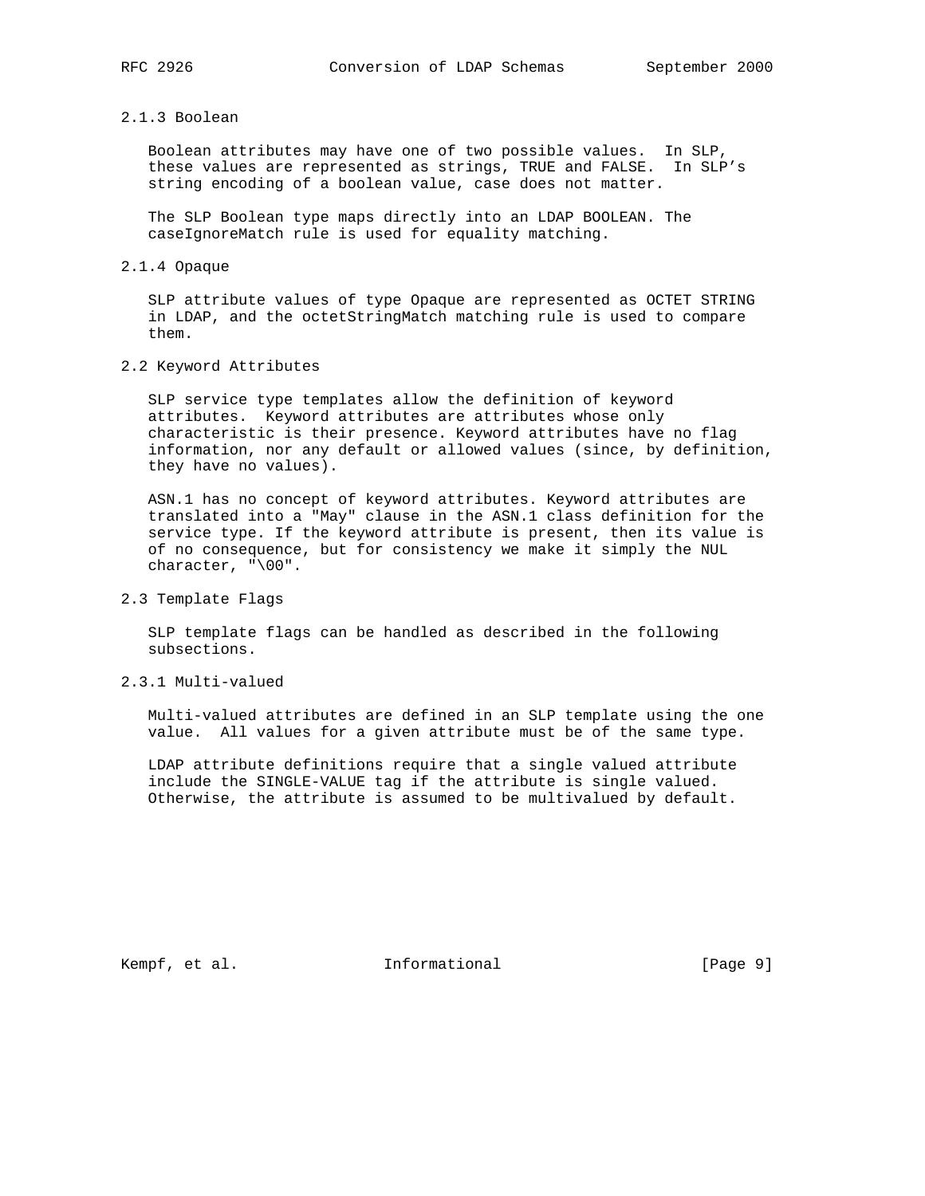### 2.1.3 Boolean

Boolean attributes may have one of two possible values. In SLP, these values are represented as strings, TRUE and FALSE. In SLP's string encoding of a boolean value, case does not matter.

The SLP Boolean type maps directly into an LDAP BOOLEAN. The caseIgnoreMatch rule is used for equality matching.

### 2.1.4 Opaque

SLP attribute values of type Opaque are represented as OCTET STRING in LDAP, and the octetStringMatch matching rule is used to compare them.

## 2.2 Keyword Attributes

SLP service type templates allow the definition of keyword attributes. Keyword attributes are attributes whose only characteristic is their presence. Keyword attributes have no flag information, nor any default or allowed values (since, by definition, they have no values).

ASN.1 has no concept of keyword attributes. Keyword attributes are translated into a "May" clause in the ASN.1 class definition for the service type. If the keyword attribute is present, then its value is of no consequence, but for consistency we make it simply the NUL character, "\00".

## 2.3 Template Flags

SLP template flags can be handled as described in the following subsections.

### 2.3.1 Multi-valued

Multi-valued attributes are defined in an SLP template using the one value. All values for a given attribute must be of the same type.

LDAP attribute definitions require that a single valued attribute include the SINGLE-VALUE tag if the attribute is single valued. Otherwise, the attribute is assumed to be multivalued by default.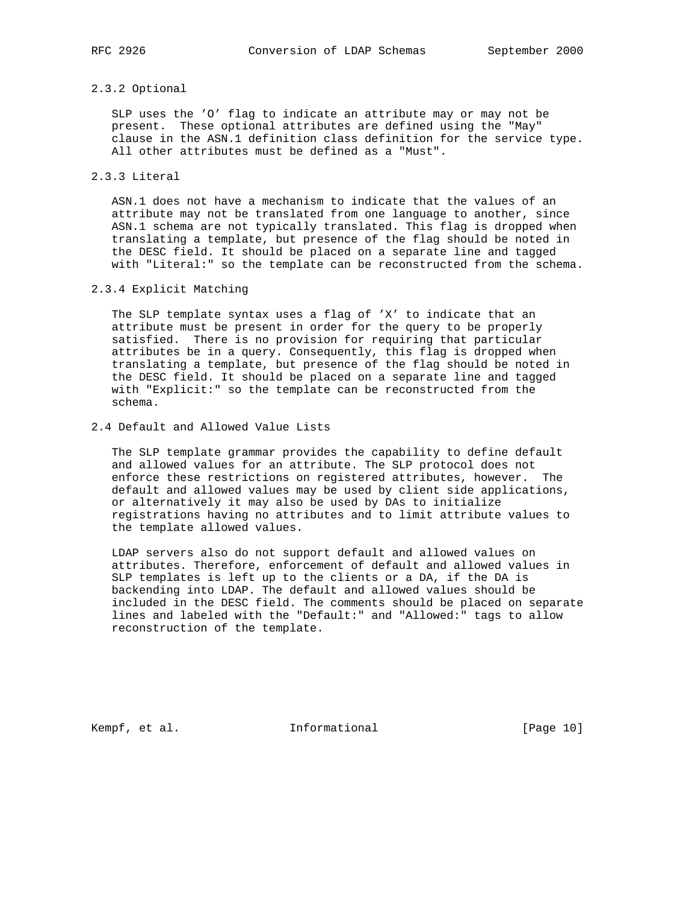### 2.3.2 Optional

SLP uses the 'O' flag to indicate an attribute may or may not be present. These optional attributes are defined using the "May" clause in the ASN.1 definition class definition for the service type. All other attributes must be defined as a "Must".

### 2.3.3 Literal

ASN.1 does not have a mechanism to indicate that the values of an attribute may not be translated from one language to another, since ASN.1 schema are not typically translated. This flag is dropped when translating a template, but presence of the flag should be noted in the DESC field. It should be placed on a separate line and tagged with "Literal:" so the template can be reconstructed from the schema.

### 2.3.4 Explicit Matching

The SLP template syntax uses a flag of 'X' to indicate that an attribute must be present in order for the query to be properly satisfied. There is no provision for requiring that particular attributes be in a query. Consequently, this flag is dropped when translating a template, but presence of the flag should be noted in the DESC field. It should be placed on a separate line and tagged with "Explicit:" so the template can be reconstructed from the schema.

## 2.4 Default and Allowed Value Lists

The SLP template grammar provides the capability to define default and allowed values for an attribute. The SLP protocol does not enforce these restrictions on registered attributes, however. The default and allowed values may be used by client side applications, or alternatively it may also be used by DAs to initialize registrations having no attributes and to limit attribute values to the template allowed values.

LDAP servers also do not support default and allowed values on attributes. Therefore, enforcement of default and allowed values in SLP templates is left up to the clients or a DA, if the DA is backending into LDAP. The default and allowed values should be included in the DESC field. The comments should be placed on separate lines and labeled with the "Default:" and "Allowed:" tags to allow reconstruction of the template.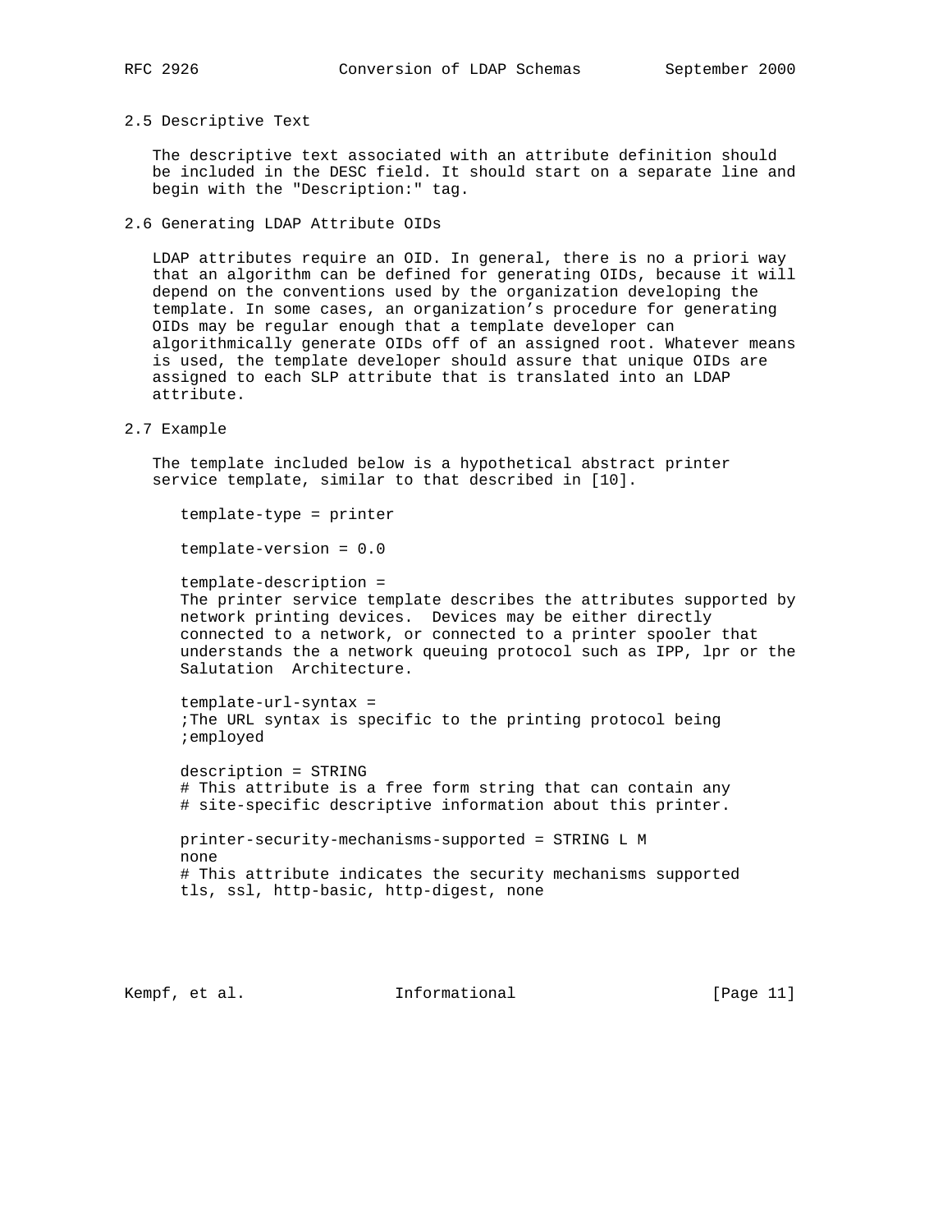## 2.5 Descriptive Text

The descriptive text associated with an attribute definition should be included in the DESC field. It should start on a separate line and begin with the "Description:" tag.

## 2.6 Generating LDAP Attribute OIDs

LDAP attributes require an OID. In general, there is no a priori way that an algorithm can be defined for generating OIDs, because it will depend on the conventions used by the organization developing the template. In some cases, an organization's procedure for generating OIDs may be regular enough that a template developer can algorithmically generate OIDs off of an assigned root. Whatever means is used, the template developer should assure that unique OIDs are assigned to each SLP attribute that is translated into an LDAP attribute.

## 2.7 Example

The template included below is a hypothetical abstract printer service template, similar to that described in [10].

```
template-type = printer

template-version = 0.0

template-description =
The printer service template describes the attributes supported by
network printing devices.  Devices may be either directly
connected to a network, or connected to a printer spooler that
understands the a network queuing protocol such as IPP, lpr or the
Salutation  Architecture.

template-url-syntax =
;The URL syntax is specific to the printing protocol being
;employed

description = STRING
# This attribute is a free form string that can contain any
# site-specific descriptive information about this printer.

printer-security-mechanisms-supported = STRING L M
none
# This attribute indicates the security mechanisms supported
tls, ssl, http-basic, http-digest, none
```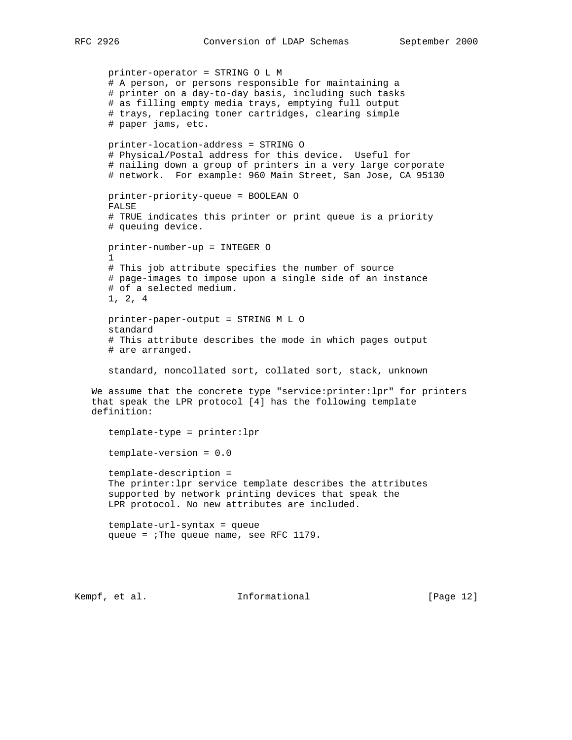```
   printer-operator = STRING O L M
   # A person, or persons responsible for maintaining a
   # printer on a day-to-day basis, including such tasks
   # as filling empty media trays, emptying full output
   # trays, replacing toner cartridges, clearing simple
   # paper jams, etc.

   printer-location-address = STRING O
   # Physical/Postal address for this device.  Useful for
   # nailing down a group of printers in a very large corporate
   # network.  For example: 960 Main Street, San Jose, CA 95130

   printer-priority-queue = BOOLEAN O
   FALSE
   # TRUE indicates this printer or print queue is a priority
   # queuing device.

   printer-number-up = INTEGER O
   1
   # This job attribute specifies the number of source
   # page-images to impose upon a single side of an instance
   # of a selected medium.
   1, 2, 4

   printer-paper-output = STRING M L O
   standard
   # This attribute describes the mode in which pages output
   # are arranged.

   standard, noncollated sort, collated sort, stack, unknown
```

We assume that the concrete type "service:printer:lpr" for printers that speak the LPR protocol [4] has the following template definition:

```
   template-type = printer:lpr

   template-version = 0.0

   template-description =
   The printer:lpr service template describes the attributes
   supported by network printing devices that speak the
   LPR protocol. No new attributes are included.

   template-url-syntax = queue
   queue = ;The queue name, see RFC 1179.
```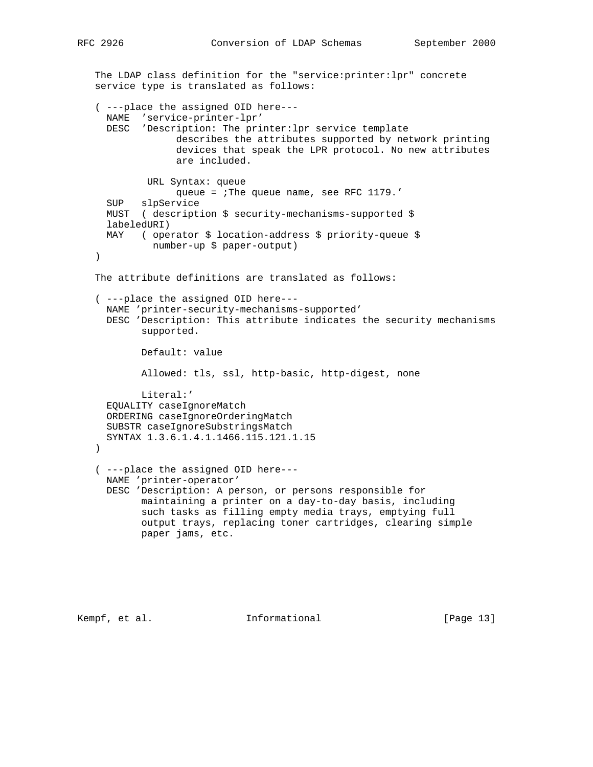The LDAP class definition for the "service:printer:lpr" concrete service type is translated as follows:

```
( ---place the assigned OID here---
  NAME  'service-printer-lpr'
  DESC  'Description: The printer:lpr service template
              describes the attributes supported by network printing
              devices that speak the LPR protocol. No new attributes
              are included.

         URL Syntax: queue
              queue = ;The queue name, see RFC 1179.'
  SUP   slpService
  MUST  ( description $ security-mechanisms-supported $
  labeledURI)
  MAY   ( operator $ location-address $ priority-queue $
          number-up $ paper-output)
)
```

The attribute definitions are translated as follows:

```
( ---place the assigned OID here---
  NAME 'printer-security-mechanisms-supported'
  DESC 'Description: This attribute indicates the security mechanisms
        supported.

        Default: value

        Allowed: tls, ssl, http-basic, http-digest, none

        Literal:'
  EQUALITY caseIgnoreMatch
  ORDERING caseIgnoreOrderingMatch
  SUBSTR caseIgnoreSubstringsMatch
  SYNTAX 1.3.6.1.4.1.1466.115.121.1.15
)

( ---place the assigned OID here---
  NAME 'printer-operator'
  DESC 'Description: A person, or persons responsible for
        maintaining a printer on a day-to-day basis, including
        such tasks as filling empty media trays, emptying full
        output trays, replacing toner cartridges, clearing simple
        paper jams, etc.
```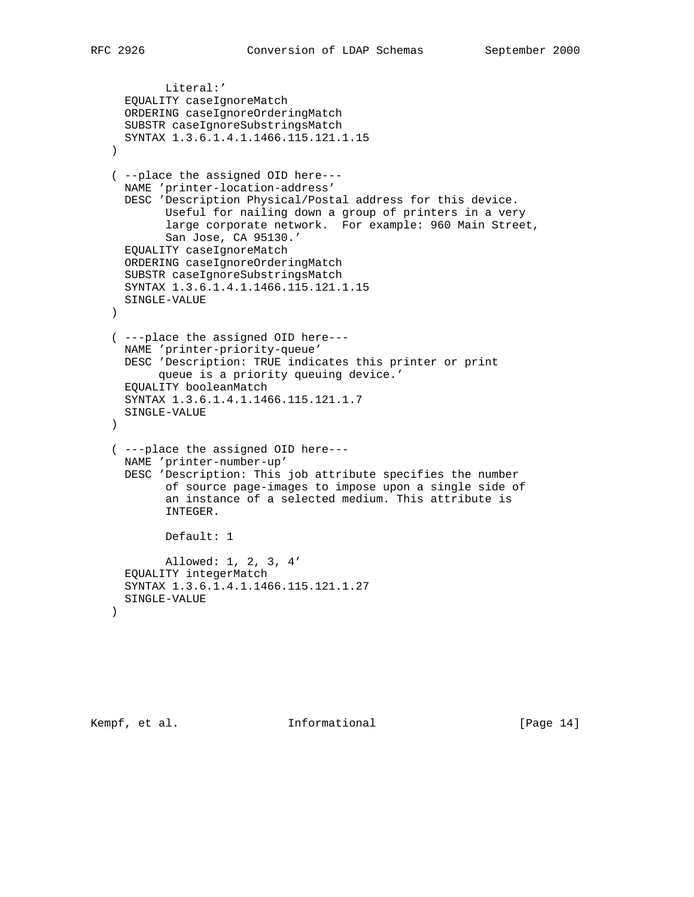```
          Literal:'
     EQUALITY caseIgnoreMatch
     ORDERING caseIgnoreOrderingMatch
     SUBSTR caseIgnoreSubstringsMatch
     SYNTAX 1.3.6.1.4.1.1466.115.121.1.15
   )

   ( --place the assigned OID here---
     NAME 'printer-location-address'
     DESC 'Description Physical/Postal address for this device.
           Useful for nailing down a group of printers in a very
           large corporate network.  For example: 960 Main Street,
           San Jose, CA 95130.'
     EQUALITY caseIgnoreMatch
     ORDERING caseIgnoreOrderingMatch
     SUBSTR caseIgnoreSubstringsMatch
     SYNTAX 1.3.6.1.4.1.1466.115.121.1.15
     SINGLE-VALUE
   )

   ( ---place the assigned OID here---
     NAME 'printer-priority-queue'
     DESC 'Description: TRUE indicates this printer or print
          queue is a priority queuing device.'
     EQUALITY booleanMatch
     SYNTAX 1.3.6.1.4.1.1466.115.121.1.7
     SINGLE-VALUE
   )

   ( ---place the assigned OID here---
     NAME 'printer-number-up'
     DESC 'Description: This job attribute specifies the number
           of source page-images to impose upon a single side of
           an instance of a selected medium. This attribute is
           INTEGER.

           Default: 1

           Allowed: 1, 2, 3, 4'
     EQUALITY integerMatch
     SYNTAX 1.3.6.1.4.1.1466.115.121.1.27
     SINGLE-VALUE
   )
```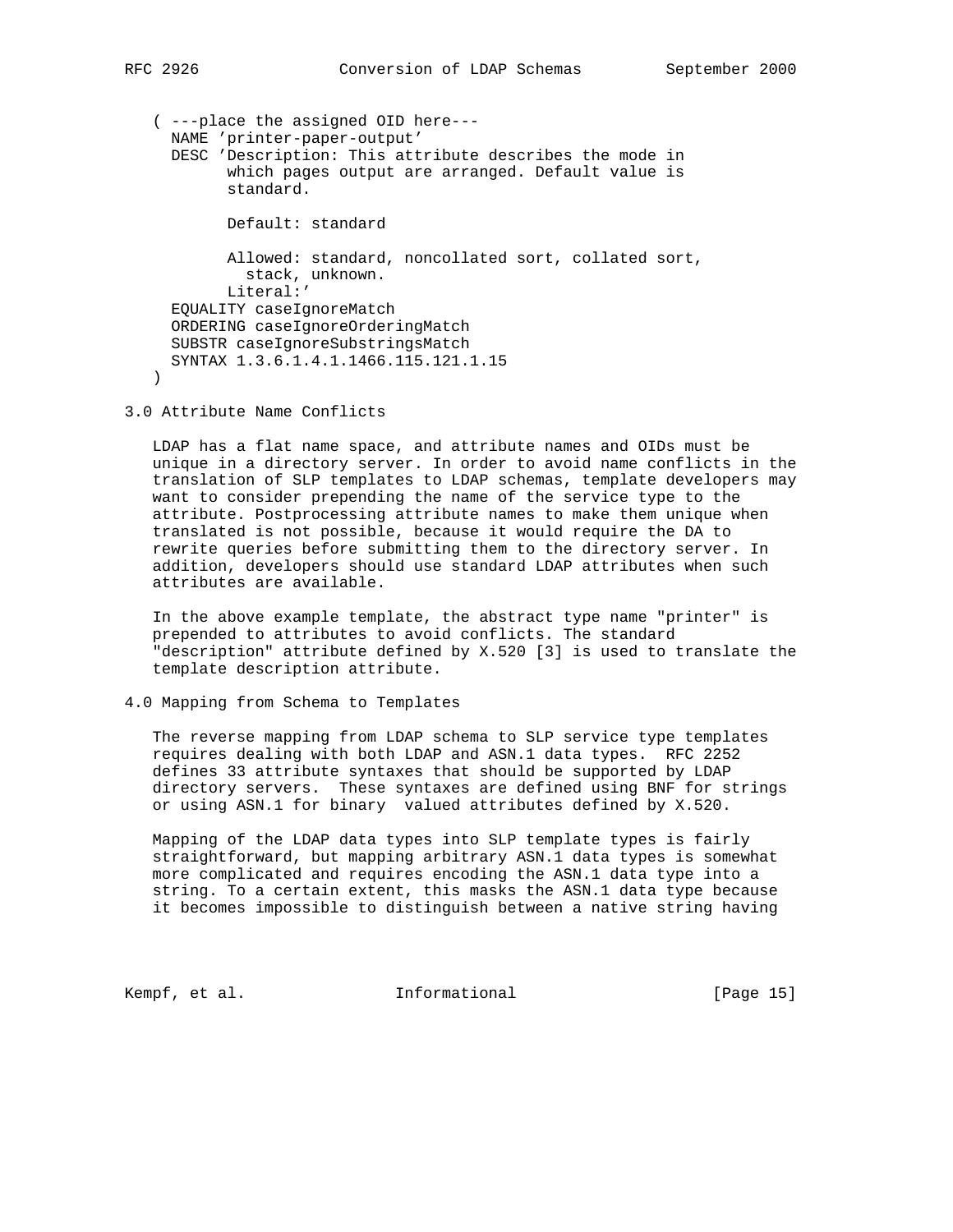```
( ---place the assigned OID here---
  NAME 'printer-paper-output'
  DESC 'Description: This attribute describes the mode in
        which pages output are arranged. Default value is
        standard.

        Default: standard

        Allowed: standard, noncollated sort, collated sort,
          stack, unknown.
        Literal:'
  EQUALITY caseIgnoreMatch
  ORDERING caseIgnoreOrderingMatch
  SUBSTR caseIgnoreSubstringsMatch
  SYNTAX 1.3.6.1.4.1.1466.115.121.1.15
)
```

## 3.0 Attribute Name Conflicts

LDAP has a flat name space, and attribute names and OIDs must be unique in a directory server. In order to avoid name conflicts in the translation of SLP templates to LDAP schemas, template developers may want to consider prepending the name of the service type to the attribute. Postprocessing attribute names to make them unique when translated is not possible, because it would require the DA to rewrite queries before submitting them to the directory server. In addition, developers should use standard LDAP attributes when such attributes are available.

In the above example template, the abstract type name "printer" is prepended to attributes to avoid conflicts. The standard "description" attribute defined by X.520 [3] is used to translate the template description attribute.

## 4.0 Mapping from Schema to Templates

The reverse mapping from LDAP schema to SLP service type templates requires dealing with both LDAP and ASN.1 data types. RFC 2252 defines 33 attribute syntaxes that should be supported by LDAP directory servers. These syntaxes are defined using BNF for strings or using ASN.1 for binary valued attributes defined by X.520.

Mapping of the LDAP data types into SLP template types is fairly straightforward, but mapping arbitrary ASN.1 data types is somewhat more complicated and requires encoding the ASN.1 data type into a string. To a certain extent, this masks the ASN.1 data type because it becomes impossible to distinguish between a native string having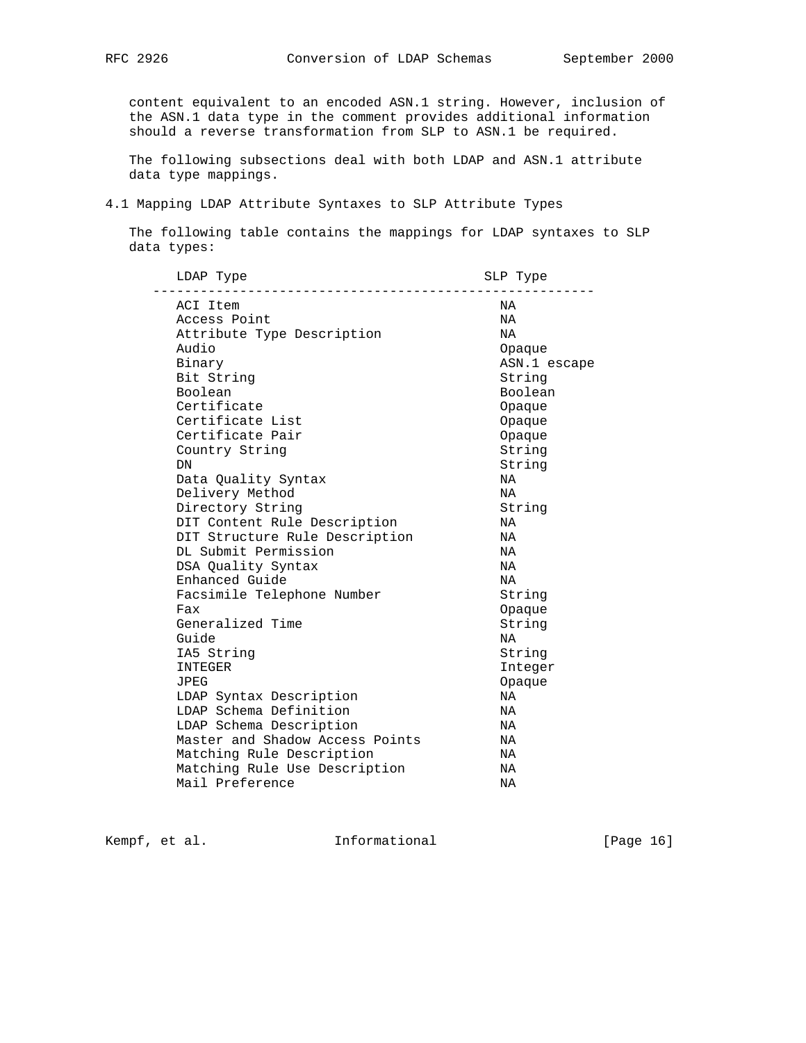content equivalent to an encoded ASN.1 string. However, inclusion of the ASN.1 data type in the comment provides additional information should a reverse transformation from SLP to ASN.1 be required.

The following subsections deal with both LDAP and ASN.1 attribute data type mappings.

## 4.1 Mapping LDAP Attribute Syntaxes to SLP Attribute Types

The following table contains the mappings for LDAP syntaxes to SLP data types:

| LDAP Type | SLP Type |
|---|---|
| ACI Item | NA |
| Access Point | NA |
| Attribute Type Description | NA |
| Audio | Opaque |
| Binary | ASN.1 escape |
| Bit String | String |
| Boolean | Boolean |
| Certificate | Opaque |
| Certificate List | Opaque |
| Certificate Pair | Opaque |
| Country String | String |
| DN | String |
| Data Quality Syntax | NA |
| Delivery Method | NA |
| Directory String | String |
| DIT Content Rule Description | NA |
| DIT Structure Rule Description | NA |
| DL Submit Permission | NA |
| DSA Quality Syntax | NA |
| Enhanced Guide | NA |
| Facsimile Telephone Number | String |
| Fax | Opaque |
| Generalized Time | String |
| Guide | NA |
| IA5 String | String |
| INTEGER | Integer |
| JPEG | Opaque |
| LDAP Syntax Description | NA |
| LDAP Schema Definition | NA |
| LDAP Schema Description | NA |
| Master and Shadow Access Points | NA |
| Matching Rule Description | NA |
| Matching Rule Use Description | NA |
| Mail Preference | NA |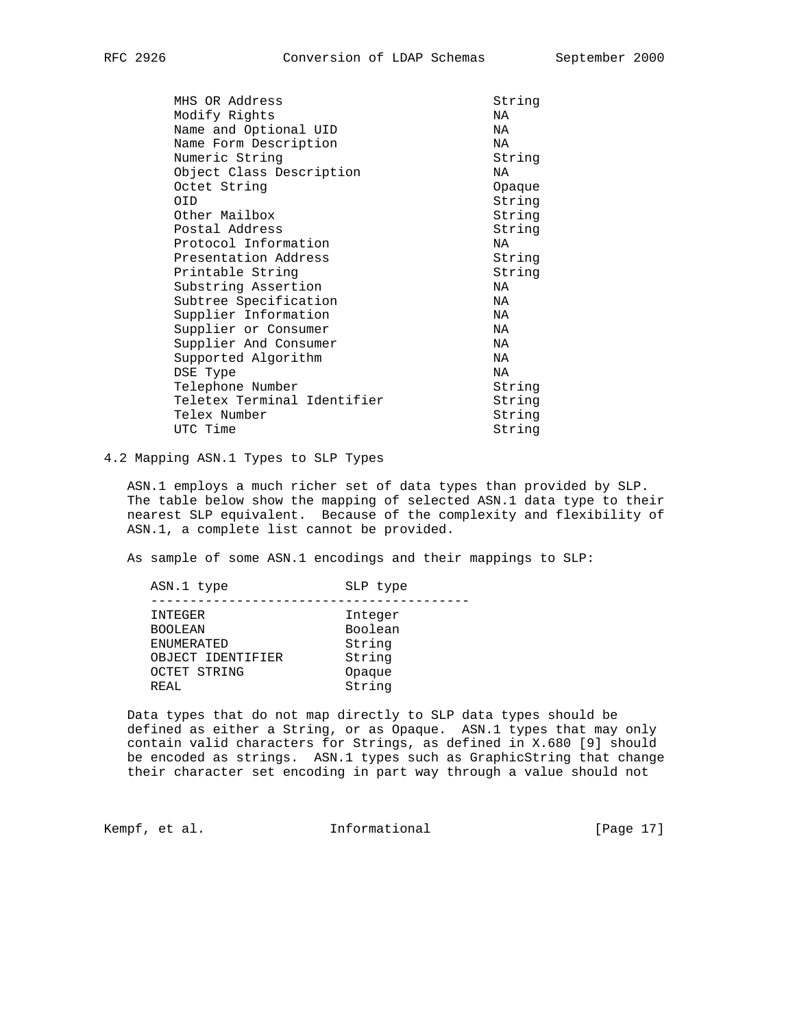| | |
|---|---|
| MHS OR Address | String |
| Modify Rights | NA |
| Name and Optional UID | NA |
| Name Form Description | NA |
| Numeric String | String |
| Object Class Description | NA |
| Octet String | Opaque |
| OID | String |
| Other Mailbox | String |
| Postal Address | String |
| Protocol Information | NA |
| Presentation Address | String |
| Printable String | String |
| Substring Assertion | NA |
| Subtree Specification | NA |
| Supplier Information | NA |
| Supplier or Consumer | NA |
| Supplier And Consumer | NA |
| Supported Algorithm | NA |
| DSE Type | NA |
| Telephone Number | String |
| Teletex Terminal Identifier | String |
| Telex Number | String |
| UTC Time | String |

### 4.2 Mapping ASN.1 Types to SLP Types

ASN.1 employs a much richer set of data types than provided by SLP. The table below show the mapping of selected ASN.1 data type to their nearest SLP equivalent. Because of the complexity and flexibility of ASN.1, a complete list cannot be provided.

As sample of some ASN.1 encodings and their mappings to SLP:

| ASN.1 type | SLP type |
|---|---|
| INTEGER | Integer |
| BOOLEAN | Boolean |
| ENUMERATED | String |
| OBJECT IDENTIFIER | String |
| OCTET STRING | Opaque |
| REAL | String |

Data types that do not map directly to SLP data types should be defined as either a String, or as Opaque. ASN.1 types that may only contain valid characters for Strings, as defined in X.680 [9] should be encoded as strings. ASN.1 types such as GraphicString that change their character set encoding in part way through a value should not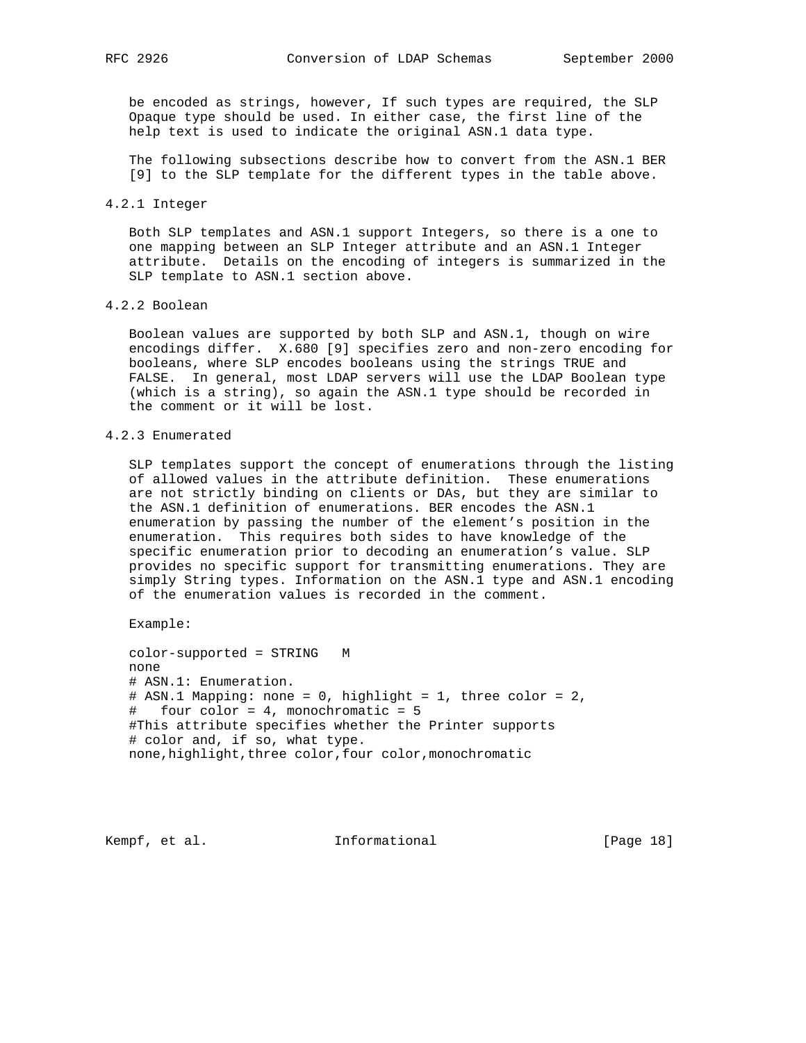be encoded as strings, however, If such types are required, the SLP Opaque type should be used. In either case, the first line of the help text is used to indicate the original ASN.1 data type.

The following subsections describe how to convert from the ASN.1 BER [9] to the SLP template for the different types in the table above.

### 4.2.1 Integer

Both SLP templates and ASN.1 support Integers, so there is a one to one mapping between an SLP Integer attribute and an ASN.1 Integer attribute. Details on the encoding of integers is summarized in the SLP template to ASN.1 section above.

### 4.2.2 Boolean

Boolean values are supported by both SLP and ASN.1, though on wire encodings differ. X.680 [9] specifies zero and non-zero encoding for booleans, where SLP encodes booleans using the strings TRUE and FALSE. In general, most LDAP servers will use the LDAP Boolean type (which is a string), so again the ASN.1 type should be recorded in the comment or it will be lost.

### 4.2.3 Enumerated

SLP templates support the concept of enumerations through the listing of allowed values in the attribute definition. These enumerations are not strictly binding on clients or DAs, but they are similar to the ASN.1 definition of enumerations. BER encodes the ASN.1 enumeration by passing the number of the element’s position in the enumeration. This requires both sides to have knowledge of the specific enumeration prior to decoding an enumeration’s value. SLP provides no specific support for transmitting enumerations. They are simply String types. Information on the ASN.1 type and ASN.1 encoding of the enumeration values is recorded in the comment.

Example:

```
color-supported = STRING   M
none
# ASN.1: Enumeration.
# ASN.1 Mapping: none = 0, highlight = 1, three color = 2,
#   four color = 4, monochromatic = 5
#This attribute specifies whether the Printer supports
# color and, if so, what type.
none,highlight,three color,four color,monochromatic
```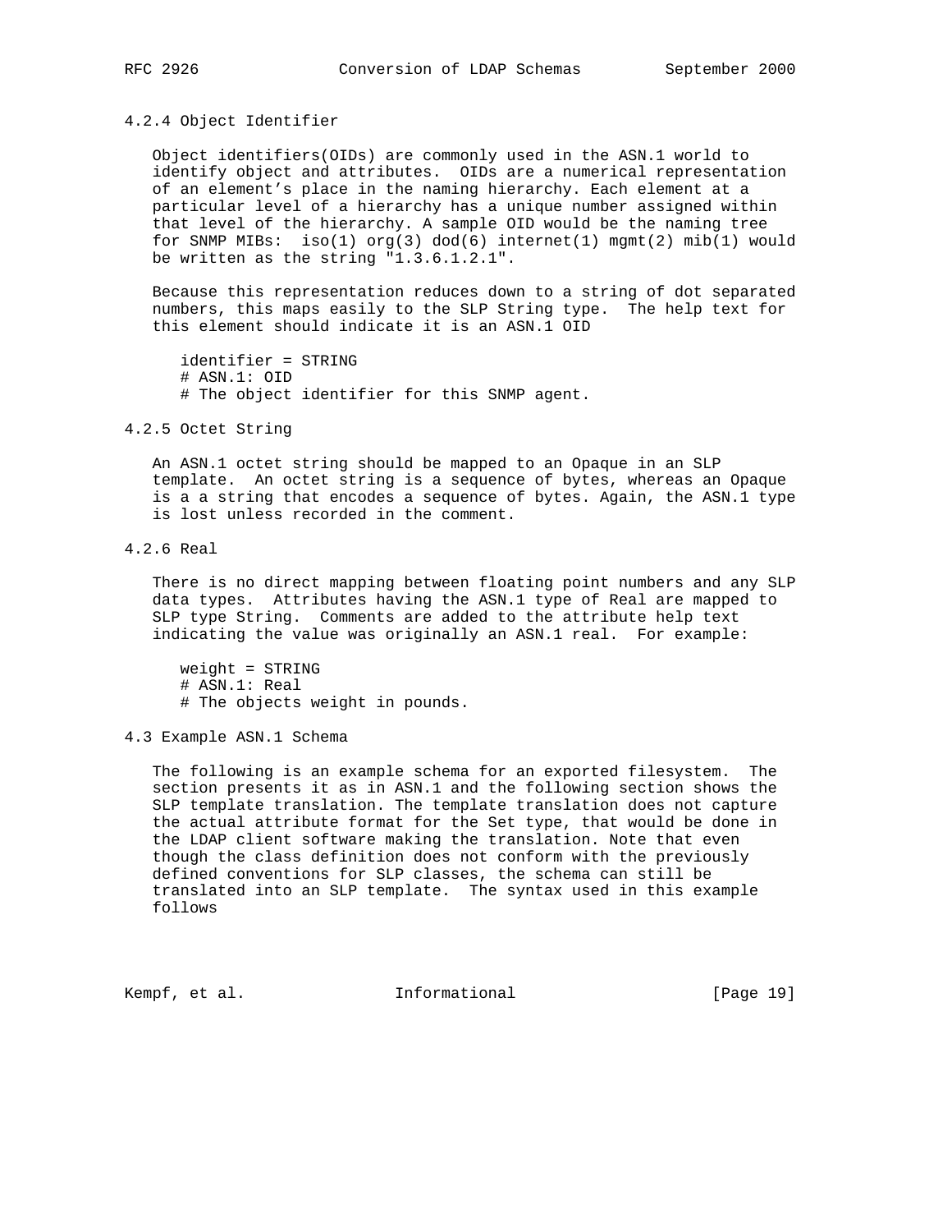### 4.2.4 Object Identifier

Object identifiers(OIDs) are commonly used in the ASN.1 world to identify object and attributes. OIDs are a numerical representation of an element's place in the naming hierarchy. Each element at a particular level of a hierarchy has a unique number assigned within that level of the hierarchy. A sample OID would be the naming tree for SNMP MIBs: iso(1) org(3) dod(6) internet(1) mgmt(2) mib(1) would be written as the string "1.3.6.1.2.1".

Because this representation reduces down to a string of dot separated numbers, this maps easily to the SLP String type. The help text for this element should indicate it is an ASN.1 OID

```
identifier = STRING
# ASN.1: OID
# The object identifier for this SNMP agent.
```

### 4.2.5 Octet String

An ASN.1 octet string should be mapped to an Opaque in an SLP template. An octet string is a sequence of bytes, whereas an Opaque is a a string that encodes a sequence of bytes. Again, the ASN.1 type is lost unless recorded in the comment.

### 4.2.6 Real

There is no direct mapping between floating point numbers and any SLP data types. Attributes having the ASN.1 type of Real are mapped to SLP type String. Comments are added to the attribute help text indicating the value was originally an ASN.1 real. For example:

```
weight = STRING
# ASN.1: Real
# The objects weight in pounds.
```

## 4.3 Example ASN.1 Schema

The following is an example schema for an exported filesystem. The section presents it as in ASN.1 and the following section shows the SLP template translation. The template translation does not capture the actual attribute format for the Set type, that would be done in the LDAP client software making the translation. Note that even though the class definition does not conform with the previously defined conventions for SLP classes, the schema can still be translated into an SLP template. The syntax used in this example follows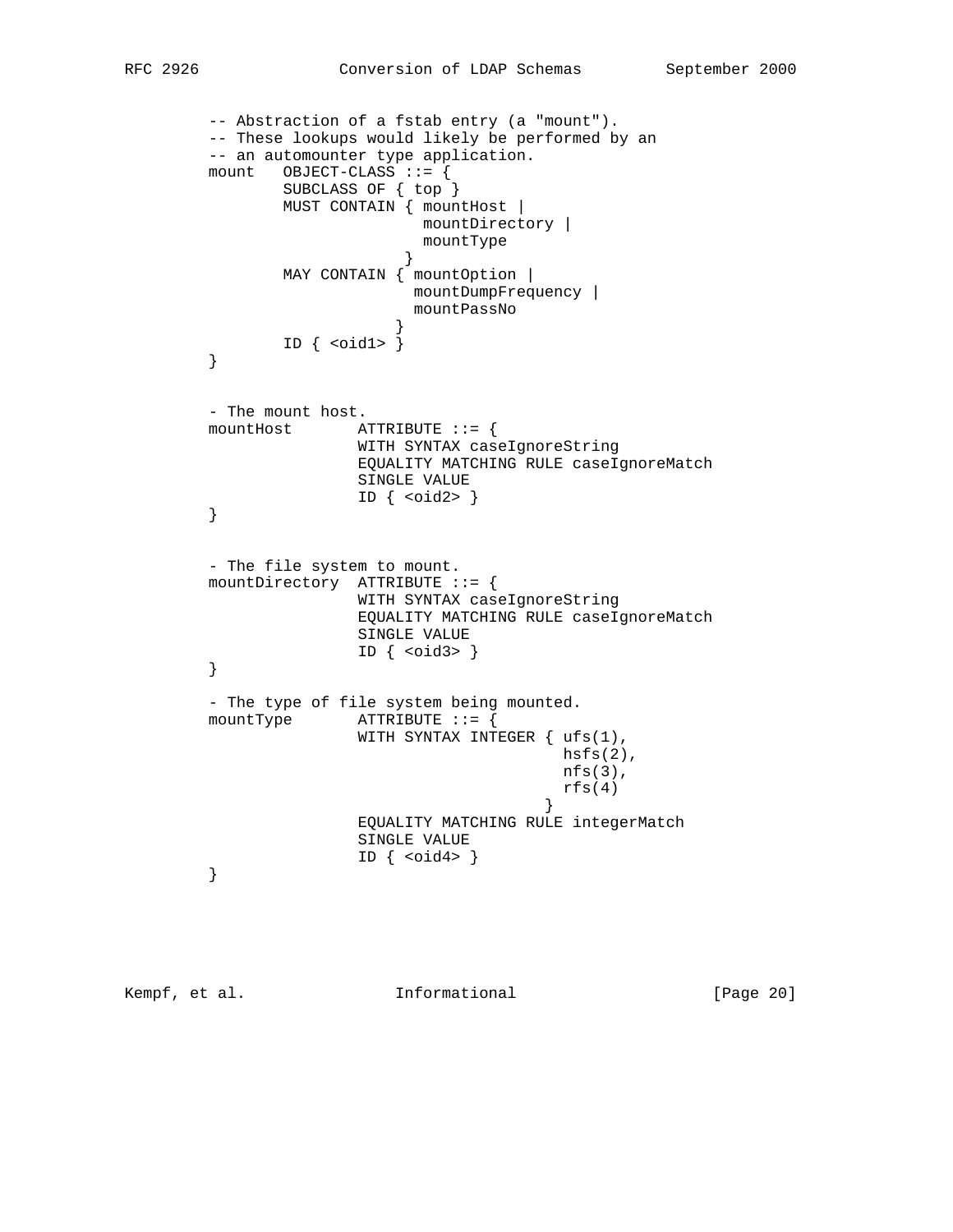```
-- Abstraction of a fstab entry (a "mount").
-- These lookups would likely be performed by an
-- an automounter type application.
mount   OBJECT-CLASS ::= {
        SUBCLASS OF { top }
        MUST CONTAIN { mountHost |
                       mountDirectory |
                       mountType
                     }
        MAY CONTAIN { mountOption |
                      mountDumpFrequency |
                      mountPassNo
                    }
        ID { <oid1> }
}


- The mount host.
mountHost       ATTRIBUTE ::= {
                WITH SYNTAX caseIgnoreString
                EQUALITY MATCHING RULE caseIgnoreMatch
                SINGLE VALUE
                ID { <oid2> }
}


- The file system to mount.
mountDirectory  ATTRIBUTE ::= {
                WITH SYNTAX caseIgnoreString
                EQUALITY MATCHING RULE caseIgnoreMatch
                SINGLE VALUE
                ID { <oid3> }
}

- The type of file system being mounted.
mountType       ATTRIBUTE ::= {
                WITH SYNTAX INTEGER { ufs(1),
                                      hsfs(2),
                                      nfs(3),
                                      rfs(4)
                                    }
                EQUALITY MATCHING RULE integerMatch
                SINGLE VALUE
                ID { <oid4> }
}
```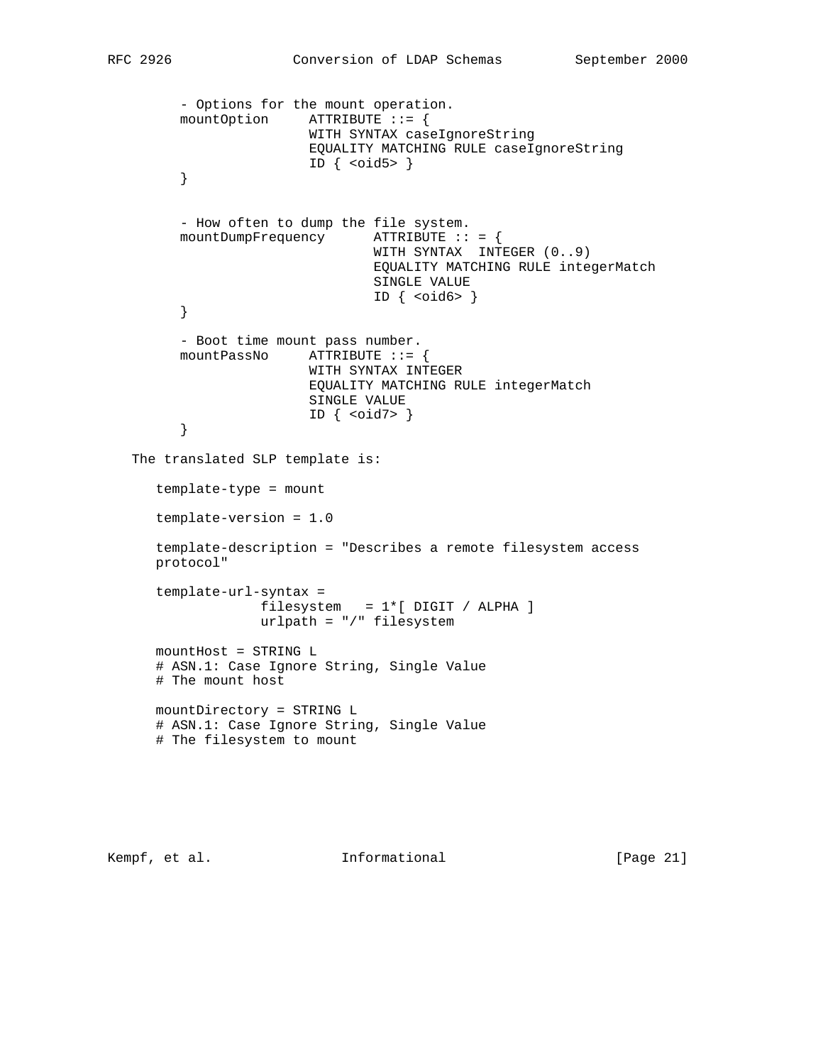```
        - Options for the mount operation.
        mountOption     ATTRIBUTE ::= {
                        WITH SYNTAX caseIgnoreString
                        EQUALITY MATCHING RULE caseIgnoreString
                        ID { <oid5> }
        }


        - How often to dump the file system.
        mountDumpFrequency      ATTRIBUTE :: = {
                                WITH SYNTAX  INTEGER (0..9)
                                EQUALITY MATCHING RULE integerMatch
                                SINGLE VALUE
                                ID { <oid6> }
        }

        - Boot time mount pass number.
        mountPassNo     ATTRIBUTE ::= {
                        WITH SYNTAX INTEGER
                        EQUALITY MATCHING RULE integerMatch
                        SINGLE VALUE
                        ID { <oid7> }
        }
```

The translated SLP template is:

```
      template-type = mount

      template-version = 1.0

      template-description = "Describes a remote filesystem access
      protocol"

      template-url-syntax =
                  filesystem   = 1*[ DIGIT / ALPHA ]
                  urlpath = "/" filesystem

      mountHost = STRING L
      # ASN.1: Case Ignore String, Single Value
      # The mount host

      mountDirectory = STRING L
      # ASN.1: Case Ignore String, Single Value
      # The filesystem to mount
```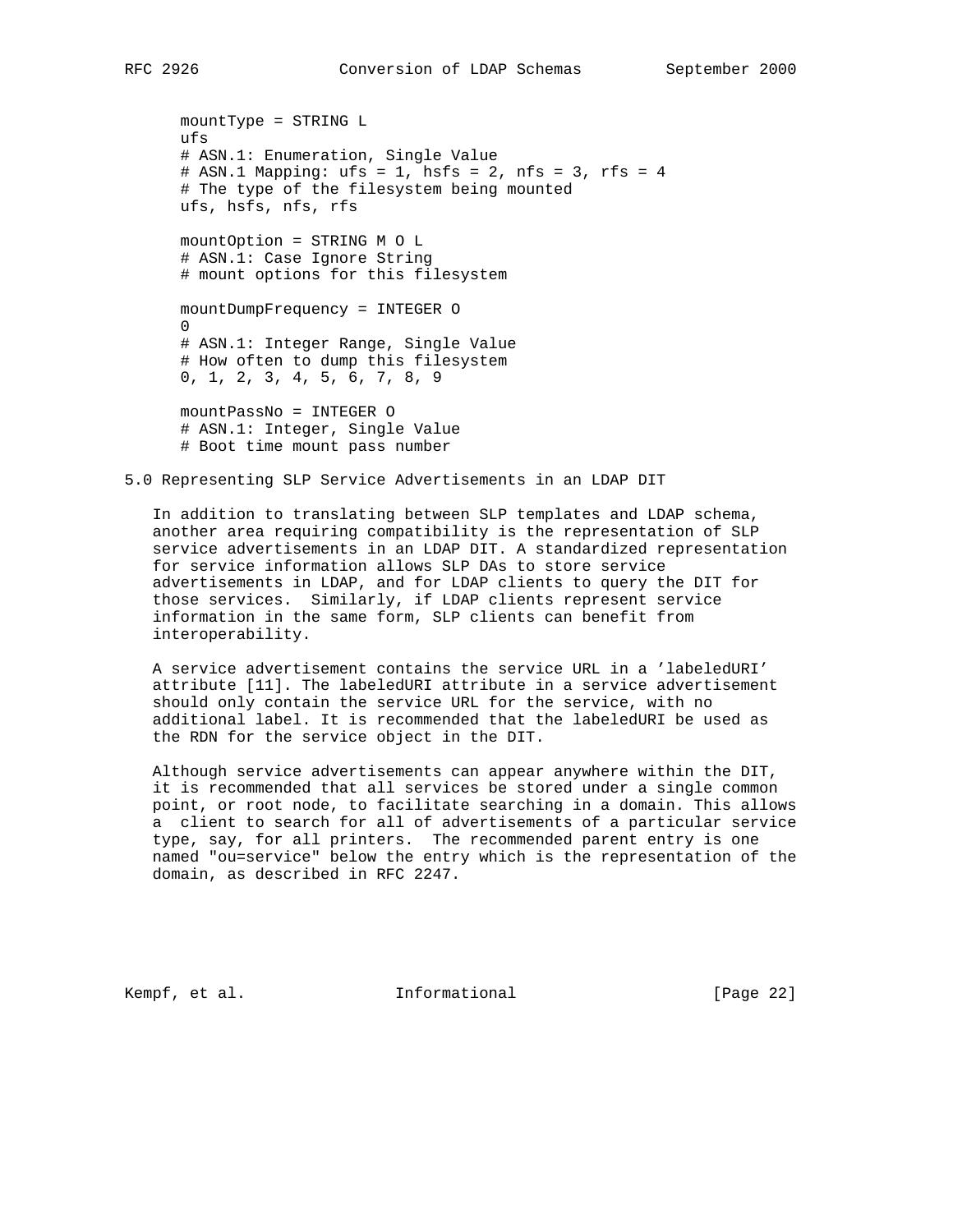```
mountType = STRING L
ufs
# ASN.1: Enumeration, Single Value
# ASN.1 Mapping: ufs = 1, hsfs = 2, nfs = 3, rfs = 4
# The type of the filesystem being mounted
ufs, hsfs, nfs, rfs

mountOption = STRING M O L
# ASN.1: Case Ignore String
# mount options for this filesystem

mountDumpFrequency = INTEGER O
0
# ASN.1: Integer Range, Single Value
# How often to dump this filesystem
0, 1, 2, 3, 4, 5, 6, 7, 8, 9

mountPassNo = INTEGER O
# ASN.1: Integer, Single Value
# Boot time mount pass number
```

## 5.0 Representing SLP Service Advertisements in an LDAP DIT

In addition to translating between SLP templates and LDAP schema, another area requiring compatibility is the representation of SLP service advertisements in an LDAP DIT. A standardized representation for service information allows SLP DAs to store service advertisements in LDAP, and for LDAP clients to query the DIT for those services. Similarly, if LDAP clients represent service information in the same form, SLP clients can benefit from interoperability.

A service advertisement contains the service URL in a 'labeledURI' attribute [11]. The labeledURI attribute in a service advertisement should only contain the service URL for the service, with no additional label. It is recommended that the labeledURI be used as the RDN for the service object in the DIT.

Although service advertisements can appear anywhere within the DIT, it is recommended that all services be stored under a single common point, or root node, to facilitate searching in a domain. This allows a client to search for all of advertisements of a particular service type, say, for all printers. The recommended parent entry is one named "ou=service" below the entry which is the representation of the domain, as described in RFC 2247.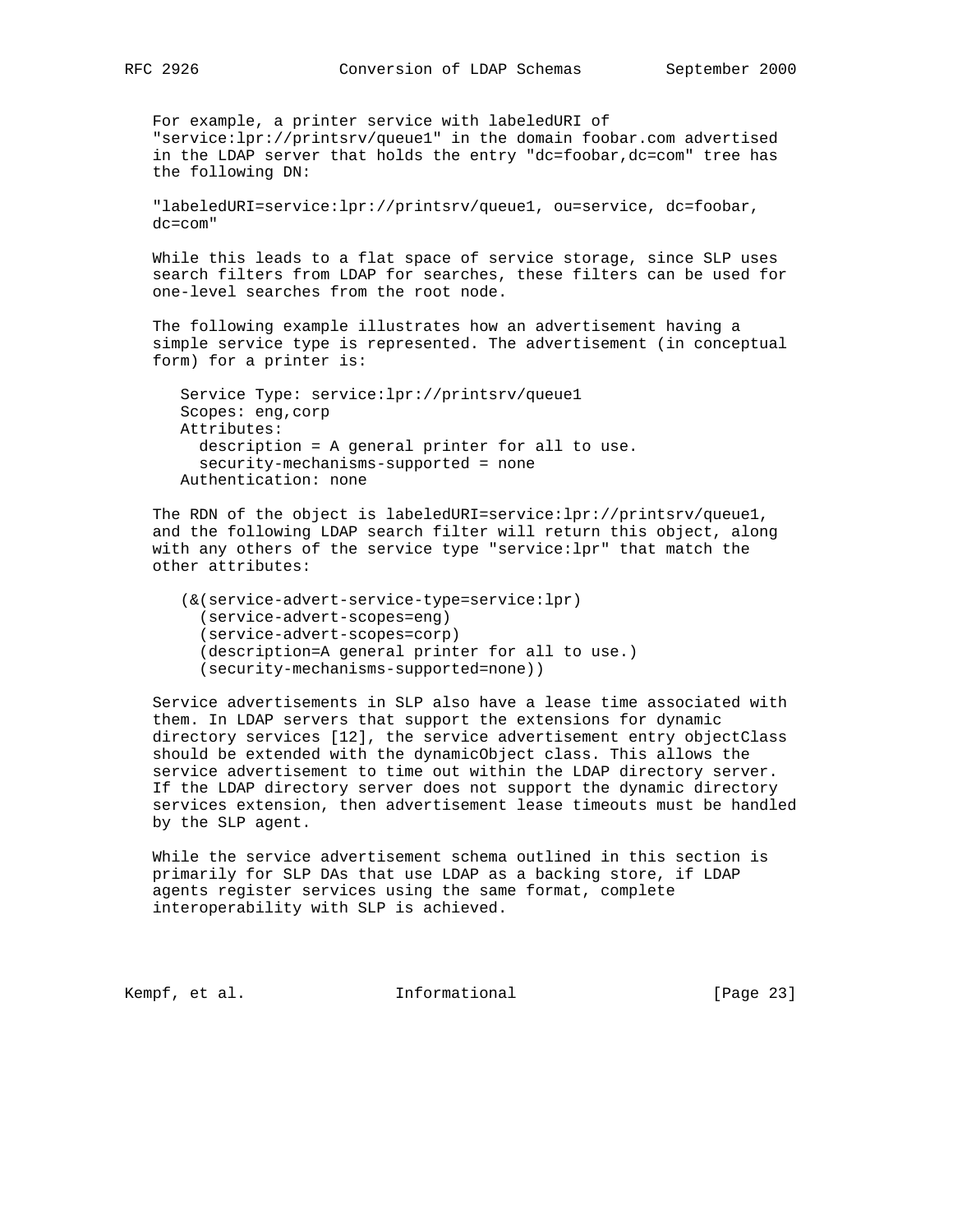For example, a printer service with labeledURI of "service:lpr://printsrv/queue1" in the domain foobar.com advertised in the LDAP server that holds the entry "dc=foobar,dc=com" tree has the following DN:

"labeledURI=service:lpr://printsrv/queue1, ou=service, dc=foobar, dc=com"

While this leads to a flat space of service storage, since SLP uses search filters from LDAP for searches, these filters can be used for one-level searches from the root node.

The following example illustrates how an advertisement having a simple service type is represented. The advertisement (in conceptual form) for a printer is:

```
Service Type: service:lpr://printsrv/queue1
Scopes: eng,corp
Attributes:
  description = A general printer for all to use.
  security-mechanisms-supported = none
Authentication: none
```

The RDN of the object is labeledURI=service:lpr://printsrv/queue1, and the following LDAP search filter will return this object, along with any others of the service type "service:lpr" that match the other attributes:

```
(&(service-advert-service-type=service:lpr)
  (service-advert-scopes=eng)
  (service-advert-scopes=corp)
  (description=A general printer for all to use.)
  (security-mechanisms-supported=none))
```

Service advertisements in SLP also have a lease time associated with them. In LDAP servers that support the extensions for dynamic directory services [12], the service advertisement entry objectClass should be extended with the dynamicObject class. This allows the service advertisement to time out within the LDAP directory server. If the LDAP directory server does not support the dynamic directory services extension, then advertisement lease timeouts must be handled by the SLP agent.

While the service advertisement schema outlined in this section is primarily for SLP DAs that use LDAP as a backing store, if LDAP agents register services using the same format, complete interoperability with SLP is achieved.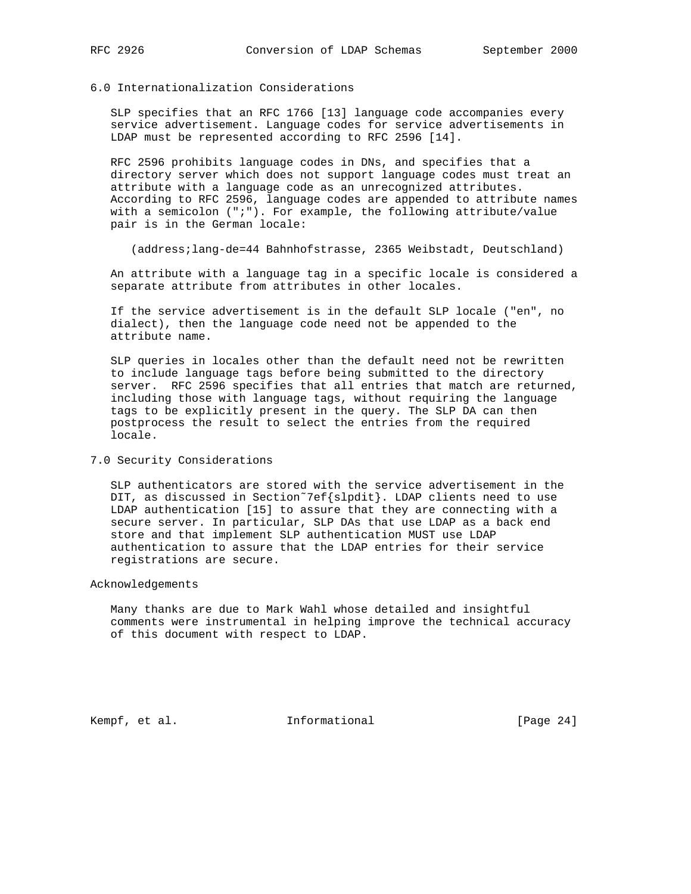## 6.0 Internationalization Considerations

SLP specifies that an RFC 1766 [13] language code accompanies every service advertisement. Language codes for service advertisements in LDAP must be represented according to RFC 2596 [14].

RFC 2596 prohibits language codes in DNs, and specifies that a directory server which does not support language codes must treat an attribute with a language code as an unrecognized attributes. According to RFC 2596, language codes are appended to attribute names with a semicolon (";"). For example, the following attribute/value pair is in the German locale:

```
(address;lang-de=44 Bahnhofstrasse, 2365 Weibstadt, Deutschland)
```

An attribute with a language tag in a specific locale is considered a separate attribute from attributes in other locales.

If the service advertisement is in the default SLP locale ("en", no dialect), then the language code need not be appended to the attribute name.

SLP queries in locales other than the default need not be rewritten to include language tags before being submitted to the directory server. RFC 2596 specifies that all entries that match are returned, including those with language tags, without requiring the language tags to be explicitly present in the query. The SLP DA can then postprocess the result to select the entries from the required locale.

## 7.0 Security Considerations

SLP authenticators are stored with the service advertisement in the DIT, as discussed in Section˜7ef{slpdit}. LDAP clients need to use LDAP authentication [15] to assure that they are connecting with a secure server. In particular, SLP DAs that use LDAP as a back end store and that implement SLP authentication MUST use LDAP authentication to assure that the LDAP entries for their service registrations are secure.

## Acknowledgements

Many thanks are due to Mark Wahl whose detailed and insightful comments were instrumental in helping improve the technical accuracy of this document with respect to LDAP.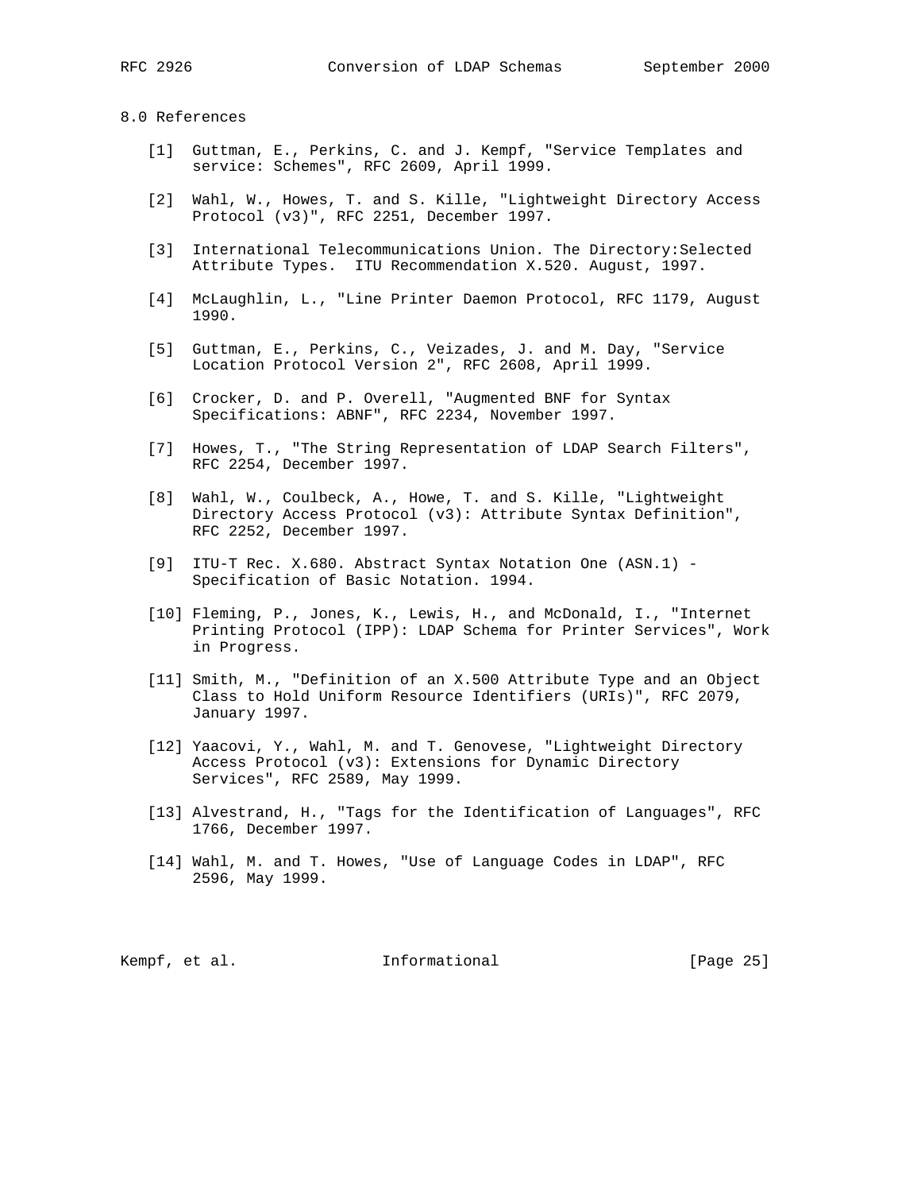## 8.0 References

[1] Guttman, E., Perkins, C. and J. Kempf, "Service Templates and service: Schemes", RFC 2609, April 1999.

[2] Wahl, W., Howes, T. and S. Kille, "Lightweight Directory Access Protocol (v3)", RFC 2251, December 1997.

[3] International Telecommunications Union. The Directory:Selected Attribute Types. ITU Recommendation X.520. August, 1997.

[4] McLaughlin, L., "Line Printer Daemon Protocol, RFC 1179, August 1990.

[5] Guttman, E., Perkins, C., Veizades, J. and M. Day, "Service Location Protocol Version 2", RFC 2608, April 1999.

[6] Crocker, D. and P. Overell, "Augmented BNF for Syntax Specifications: ABNF", RFC 2234, November 1997.

[7] Howes, T., "The String Representation of LDAP Search Filters", RFC 2254, December 1997.

[8] Wahl, W., Coulbeck, A., Howe, T. and S. Kille, "Lightweight Directory Access Protocol (v3): Attribute Syntax Definition", RFC 2252, December 1997.

[9] ITU-T Rec. X.680. Abstract Syntax Notation One (ASN.1) - Specification of Basic Notation. 1994.

[10] Fleming, P., Jones, K., Lewis, H., and McDonald, I., "Internet Printing Protocol (IPP): LDAP Schema for Printer Services", Work in Progress.

[11] Smith, M., "Definition of an X.500 Attribute Type and an Object Class to Hold Uniform Resource Identifiers (URIs)", RFC 2079, January 1997.

[12] Yaacovi, Y., Wahl, M. and T. Genovese, "Lightweight Directory Access Protocol (v3): Extensions for Dynamic Directory Services", RFC 2589, May 1999.

[13] Alvestrand, H., "Tags for the Identification of Languages", RFC 1766, December 1997.

[14] Wahl, M. and T. Howes, "Use of Language Codes in LDAP", RFC 2596, May 1999.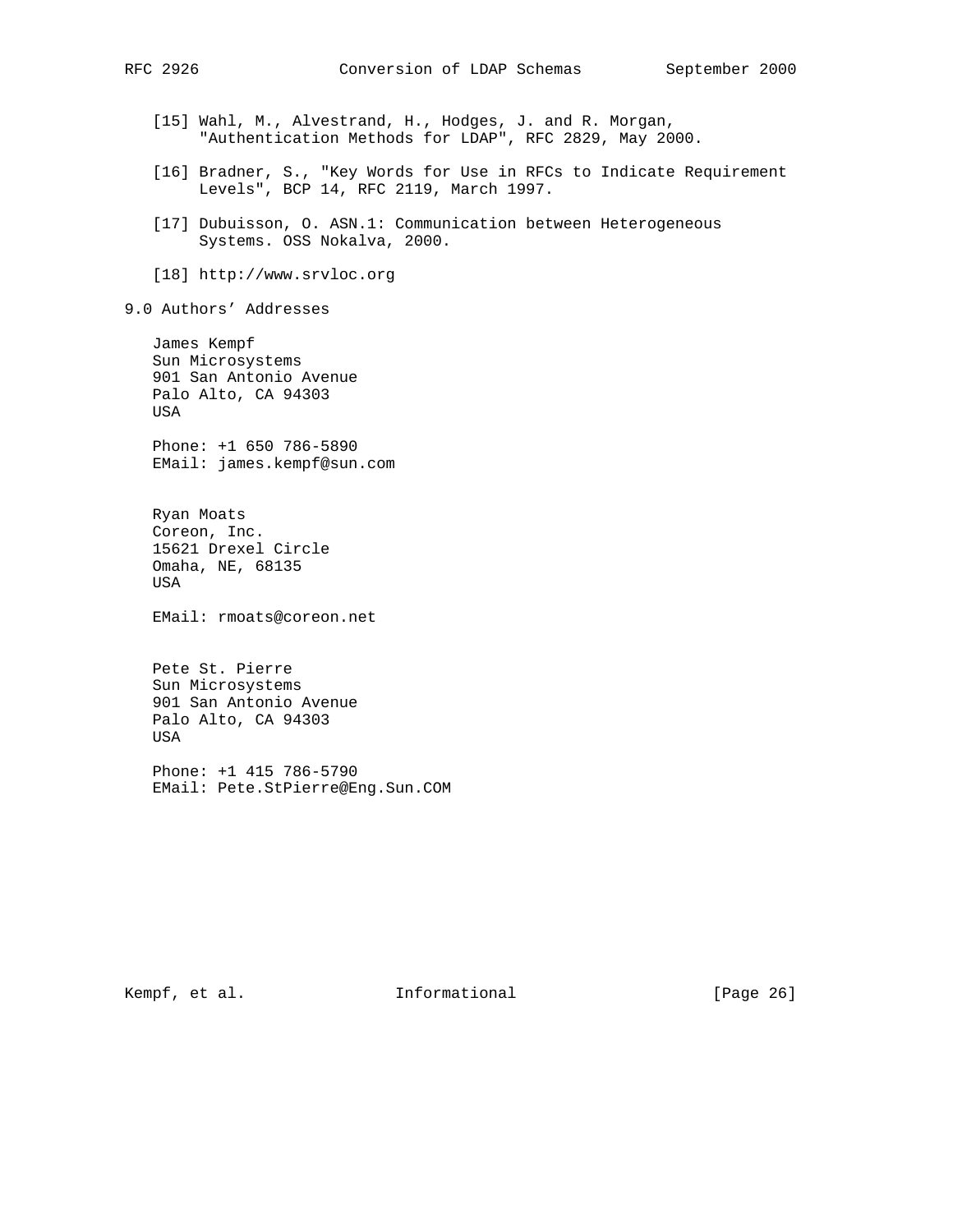[15] Wahl, M., Alvestrand, H., Hodges, J. and R. Morgan, "Authentication Methods for LDAP", RFC 2829, May 2000.

[16] Bradner, S., "Key Words for Use in RFCs to Indicate Requirement Levels", BCP 14, RFC 2119, March 1997.

[17] Dubuisson, O. ASN.1: Communication between Heterogeneous Systems. OSS Nokalva, 2000.

[18] http://www.srvloc.org

## 9.0 Authors' Addresses

James Kempf
Sun Microsystems
901 San Antonio Avenue
Palo Alto, CA 94303
USA

Phone: +1 650 786-5890
EMail: james.kempf@sun.com

Ryan Moats
Coreon, Inc.
15621 Drexel Circle
Omaha, NE, 68135
USA

EMail: rmoats@coreon.net

Pete St. Pierre
Sun Microsystems
901 San Antonio Avenue
Palo Alto, CA 94303
USA

Phone: +1 415 786-5790
EMail: Pete.StPierre@Eng.Sun.COM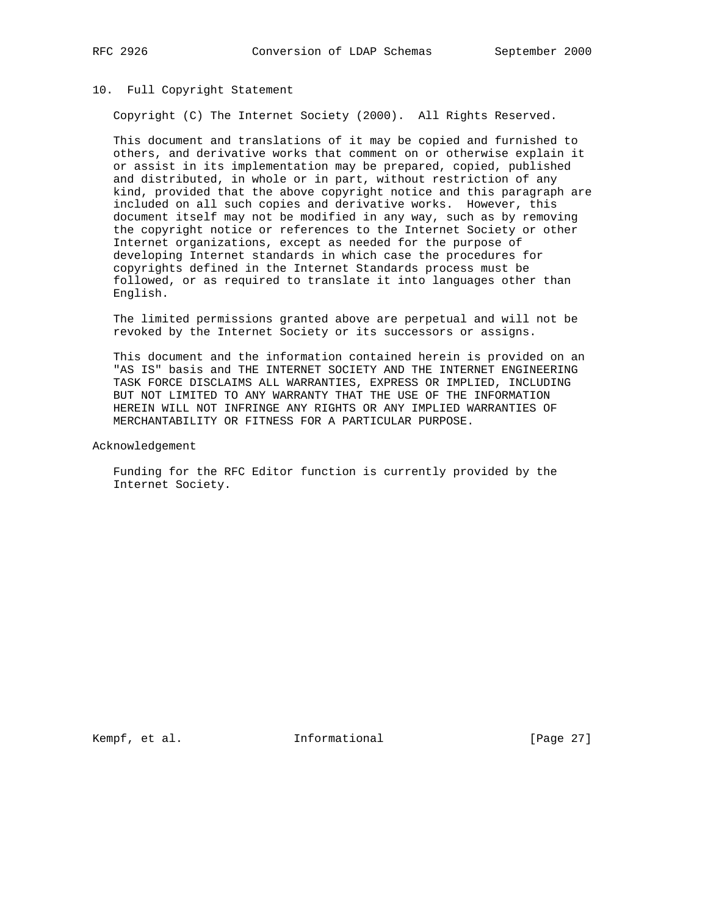## 10. Full Copyright Statement

Copyright (C) The Internet Society (2000). All Rights Reserved.

This document and translations of it may be copied and furnished to others, and derivative works that comment on or otherwise explain it or assist in its implementation may be prepared, copied, published and distributed, in whole or in part, without restriction of any kind, provided that the above copyright notice and this paragraph are included on all such copies and derivative works. However, this document itself may not be modified in any way, such as by removing the copyright notice or references to the Internet Society or other Internet organizations, except as needed for the purpose of developing Internet standards in which case the procedures for copyrights defined in the Internet Standards process must be followed, or as required to translate it into languages other than English.

The limited permissions granted above are perpetual and will not be revoked by the Internet Society or its successors or assigns.

This document and the information contained herein is provided on an "AS IS" basis and THE INTERNET SOCIETY AND THE INTERNET ENGINEERING TASK FORCE DISCLAIMS ALL WARRANTIES, EXPRESS OR IMPLIED, INCLUDING BUT NOT LIMITED TO ANY WARRANTY THAT THE USE OF THE INFORMATION HEREIN WILL NOT INFRINGE ANY RIGHTS OR ANY IMPLIED WARRANTIES OF MERCHANTABILITY OR FITNESS FOR A PARTICULAR PURPOSE.

## Acknowledgement

Funding for the RFC Editor function is currently provided by the Internet Society.